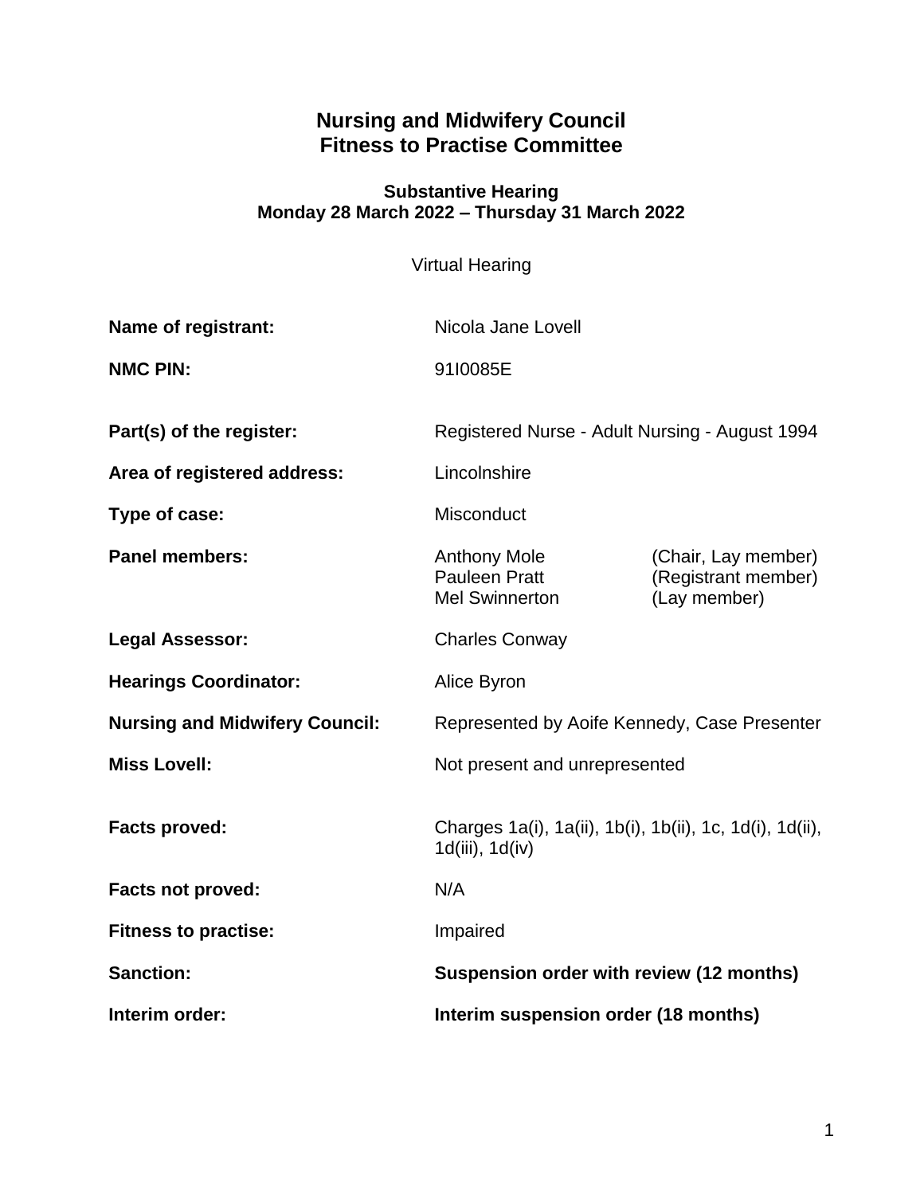# Nursing and Midwifery Council
# Fitness to Practise Committee

### Substantive Hearing
### Monday 28 March 2022 – Thursday 31 March 2022

Virtual Hearing

**Name of registrant:** Nicola Jane Lovell

**NMC PIN:** 91I0085E

**Part(s) of the register:** Registered Nurse - Adult Nursing - August 1994

**Area of registered address:** Lincolnshire

**Type of case:** Misconduct

**Panel members:**
Anthony Mole (Chair, Lay member)
Pauleen Pratt (Registrant member)
Mel Swinnerton (Lay member)

**Legal Assessor:** Charles Conway

**Hearings Coordinator:** Alice Byron

**Nursing and Midwifery Council:** Represented by Aoife Kennedy, Case Presenter

**Miss Lovell:** Not present and unrepresented

**Facts proved:** Charges 1a(i), 1a(ii), 1b(i), 1b(ii), 1c, 1d(i), 1d(ii), 1d(iii), 1d(iv)

**Facts not proved:** N/A

**Fitness to practise:** Impaired

**Sanction:** **Suspension order with review (12 months)**

**Interim order:** **Interim suspension order (18 months)**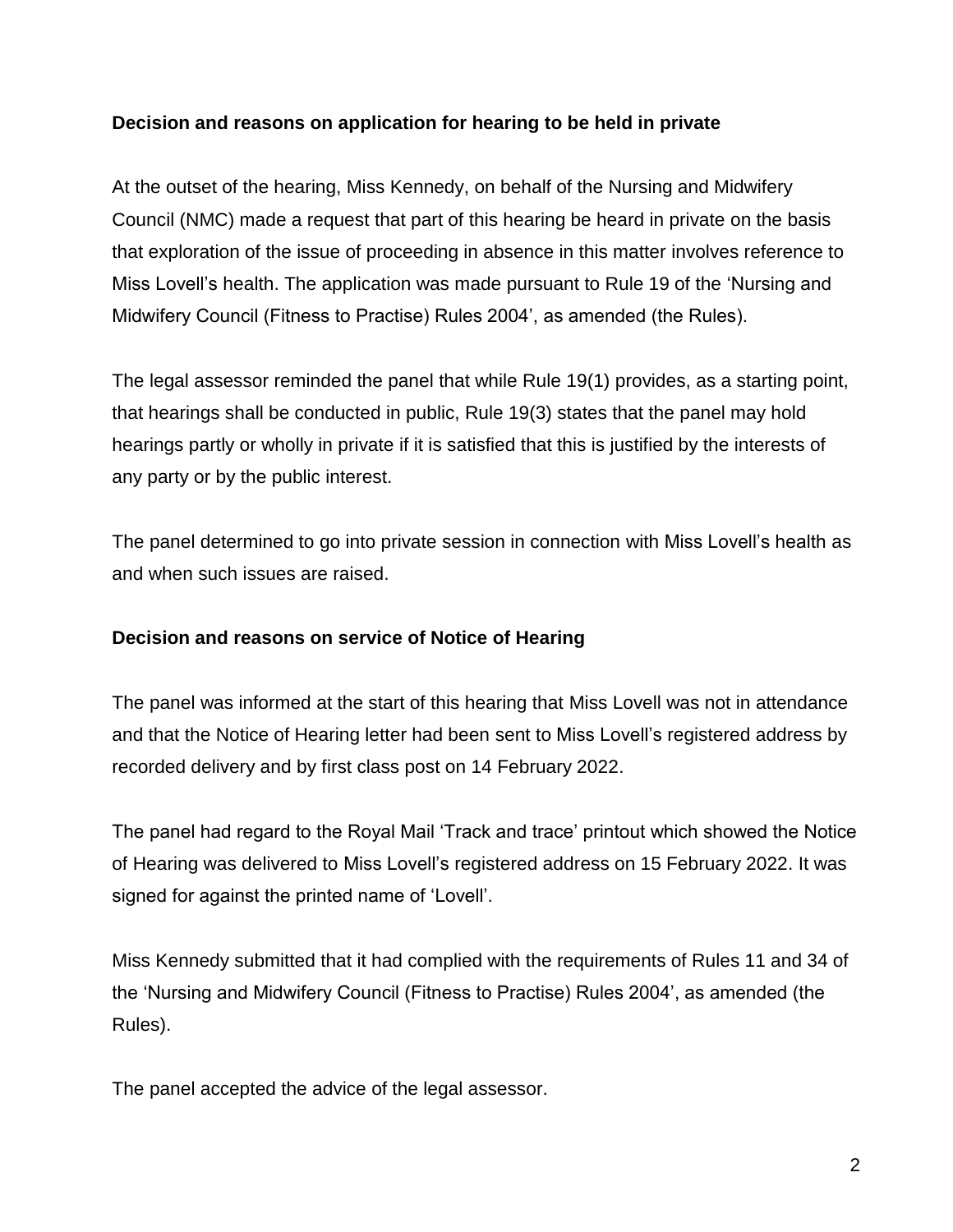**Decision and reasons on application for hearing to be held in private**

At the outset of the hearing, Miss Kennedy, on behalf of the Nursing and Midwifery Council (NMC) made a request that part of this hearing be heard in private on the basis that exploration of the issue of proceeding in absence in this matter involves reference to Miss Lovell's health. The application was made pursuant to Rule 19 of the 'Nursing and Midwifery Council (Fitness to Practise) Rules 2004', as amended (the Rules).

The legal assessor reminded the panel that while Rule 19(1) provides, as a starting point, that hearings shall be conducted in public, Rule 19(3) states that the panel may hold hearings partly or wholly in private if it is satisfied that this is justified by the interests of any party or by the public interest.

The panel determined to go into private session in connection with Miss Lovell's health as and when such issues are raised.

**Decision and reasons on service of Notice of Hearing**

The panel was informed at the start of this hearing that Miss Lovell was not in attendance and that the Notice of Hearing letter had been sent to Miss Lovell's registered address by recorded delivery and by first class post on 14 February 2022.

The panel had regard to the Royal Mail 'Track and trace' printout which showed the Notice of Hearing was delivered to Miss Lovell's registered address on 15 February 2022. It was signed for against the printed name of 'Lovell'.

Miss Kennedy submitted that it had complied with the requirements of Rules 11 and 34 of the 'Nursing and Midwifery Council (Fitness to Practise) Rules 2004', as amended (the Rules).

The panel accepted the advice of the legal assessor.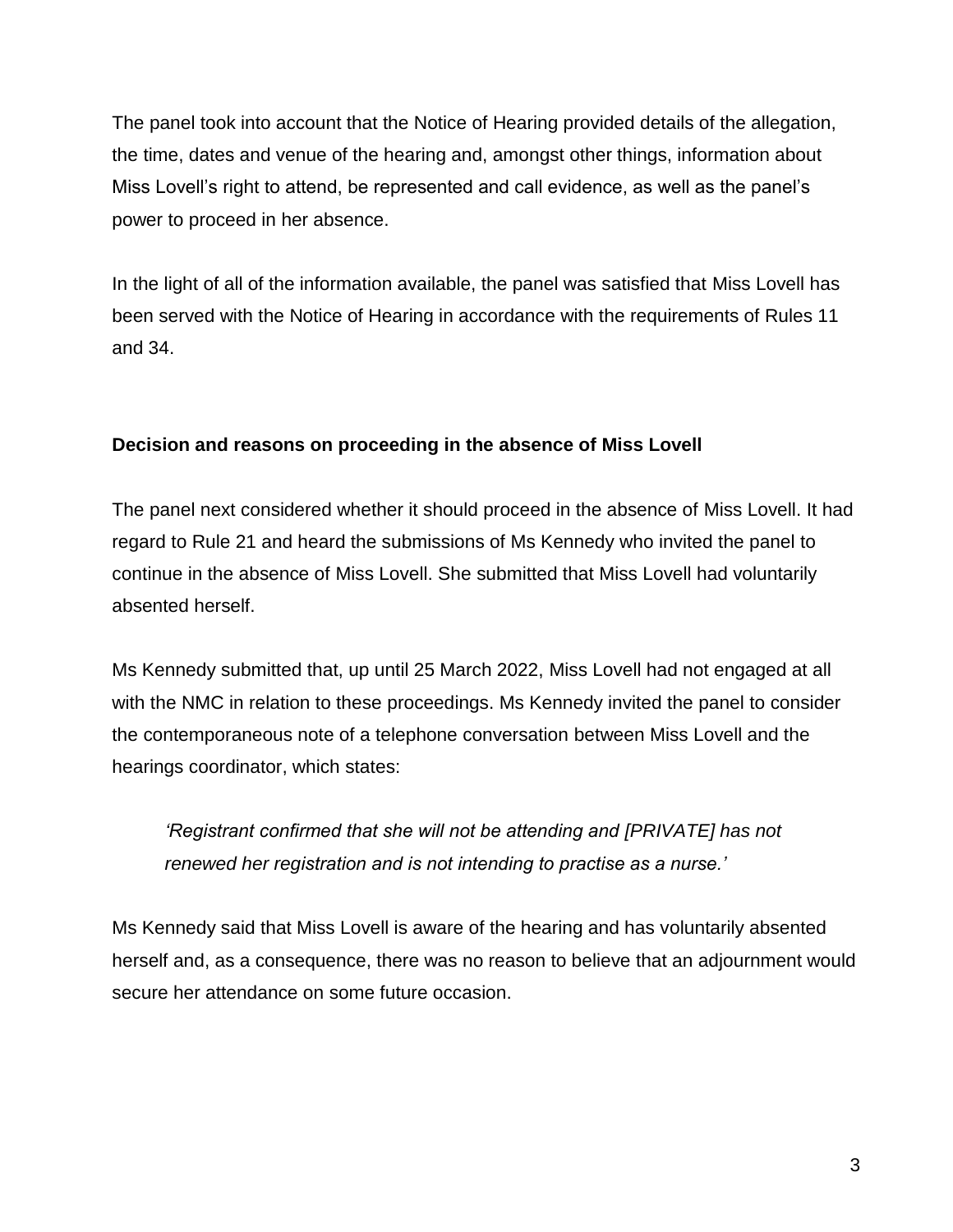The panel took into account that the Notice of Hearing provided details of the allegation, the time, dates and venue of the hearing and, amongst other things, information about Miss Lovell's right to attend, be represented and call evidence, as well as the panel's power to proceed in her absence.

In the light of all of the information available, the panel was satisfied that Miss Lovell has been served with the Notice of Hearing in accordance with the requirements of Rules 11 and 34.

**Decision and reasons on proceeding in the absence of Miss Lovell**

The panel next considered whether it should proceed in the absence of Miss Lovell. It had regard to Rule 21 and heard the submissions of Ms Kennedy who invited the panel to continue in the absence of Miss Lovell. She submitted that Miss Lovell had voluntarily absented herself.

Ms Kennedy submitted that, up until 25 March 2022, Miss Lovell had not engaged at all with the NMC in relation to these proceedings. Ms Kennedy invited the panel to consider the contemporaneous note of a telephone conversation between Miss Lovell and the hearings coordinator, which states:

> *'Registrant confirmed that she will not be attending and [PRIVATE] has not renewed her registration and is not intending to practise as a nurse.'*

Ms Kennedy said that Miss Lovell is aware of the hearing and has voluntarily absented herself and, as a consequence, there was no reason to believe that an adjournment would secure her attendance on some future occasion.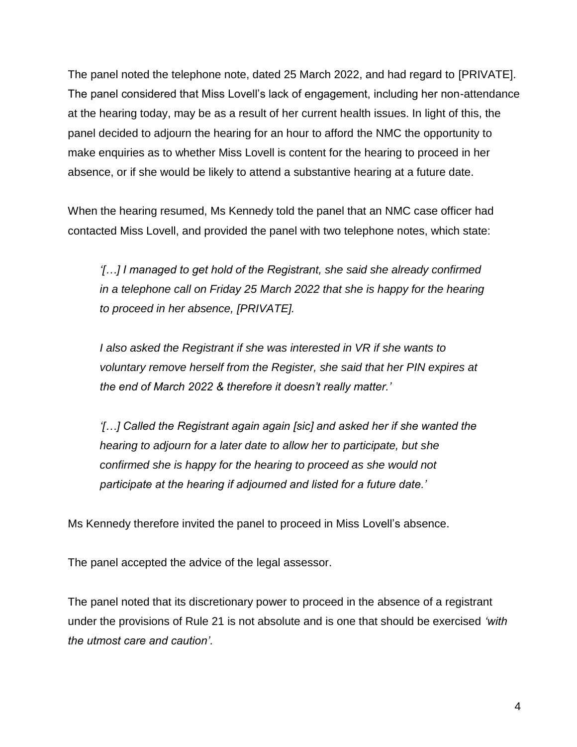The panel noted the telephone note, dated 25 March 2022, and had regard to [PRIVATE]. The panel considered that Miss Lovell's lack of engagement, including her non-attendance at the hearing today, may be as a result of her current health issues. In light of this, the panel decided to adjourn the hearing for an hour to afford the NMC the opportunity to make enquiries as to whether Miss Lovell is content for the hearing to proceed in her absence, or if she would be likely to attend a substantive hearing at a future date.

When the hearing resumed, Ms Kennedy told the panel that an NMC case officer had contacted Miss Lovell, and provided the panel with two telephone notes, which state:

> *'[…] I managed to get hold of the Registrant, she said she already confirmed in a telephone call on Friday 25 March 2022 that she is happy for the hearing to proceed in her absence, [PRIVATE].*
>
> *I also asked the Registrant if she was interested in VR if she wants to voluntary remove herself from the Register, she said that her PIN expires at the end of March 2022 & therefore it doesn't really matter.'*
>
> *'[…] Called the Registrant again again [sic] and asked her if she wanted the hearing to adjourn for a later date to allow her to participate, but she confirmed she is happy for the hearing to proceed as she would not participate at the hearing if adjourned and listed for a future date.'*

Ms Kennedy therefore invited the panel to proceed in Miss Lovell's absence.

The panel accepted the advice of the legal assessor.

The panel noted that its discretionary power to proceed in the absence of a registrant under the provisions of Rule 21 is not absolute and is one that should be exercised *'with the utmost care and caution'*.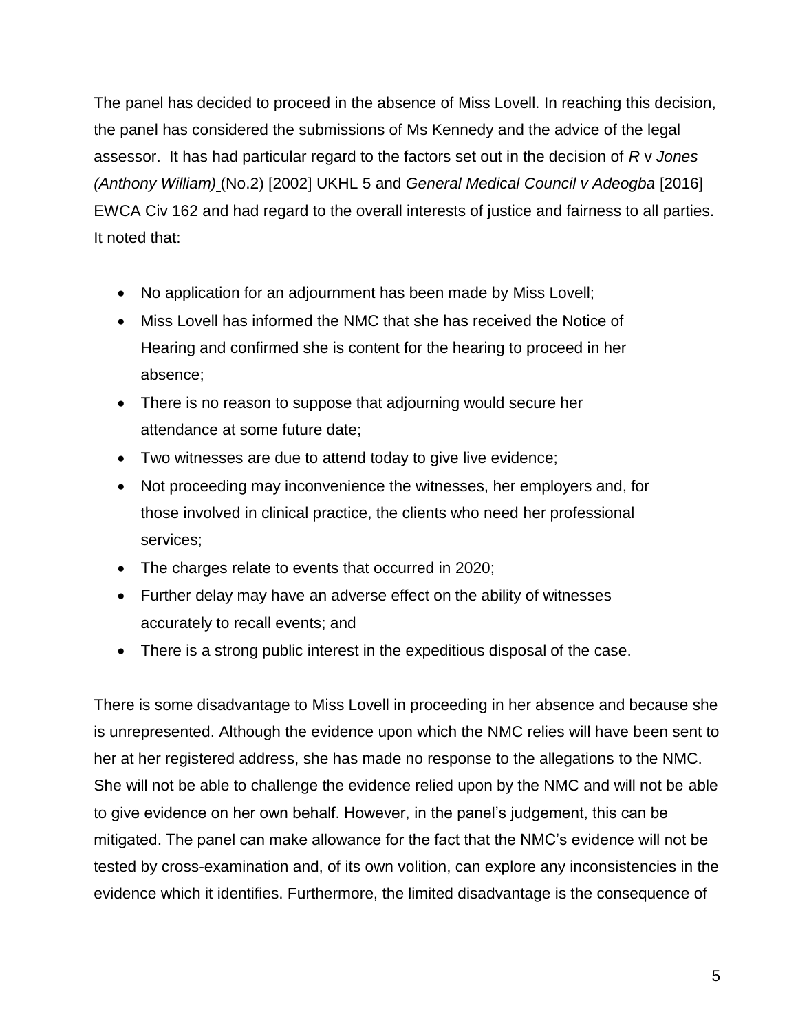The panel has decided to proceed in the absence of Miss Lovell. In reaching this decision, the panel has considered the submissions of Ms Kennedy and the advice of the legal assessor. It has had particular regard to the factors set out in the decision of *R* v *Jones (Anthony William)* (No.2) [2002] UKHL 5 and *General Medical Council v Adeogba* [2016] EWCA Civ 162 and had regard to the overall interests of justice and fairness to all parties. It noted that:

- No application for an adjournment has been made by Miss Lovell;
- Miss Lovell has informed the NMC that she has received the Notice of Hearing and confirmed she is content for the hearing to proceed in her absence;
- There is no reason to suppose that adjourning would secure her attendance at some future date;
- Two witnesses are due to attend today to give live evidence;
- Not proceeding may inconvenience the witnesses, her employers and, for those involved in clinical practice, the clients who need her professional services;
- The charges relate to events that occurred in 2020;
- Further delay may have an adverse effect on the ability of witnesses accurately to recall events; and
- There is a strong public interest in the expeditious disposal of the case.

There is some disadvantage to Miss Lovell in proceeding in her absence and because she is unrepresented. Although the evidence upon which the NMC relies will have been sent to her at her registered address, she has made no response to the allegations to the NMC. She will not be able to challenge the evidence relied upon by the NMC and will not be able to give evidence on her own behalf. However, in the panel's judgement, this can be mitigated. The panel can make allowance for the fact that the NMC's evidence will not be tested by cross-examination and, of its own volition, can explore any inconsistencies in the evidence which it identifies. Furthermore, the limited disadvantage is the consequence of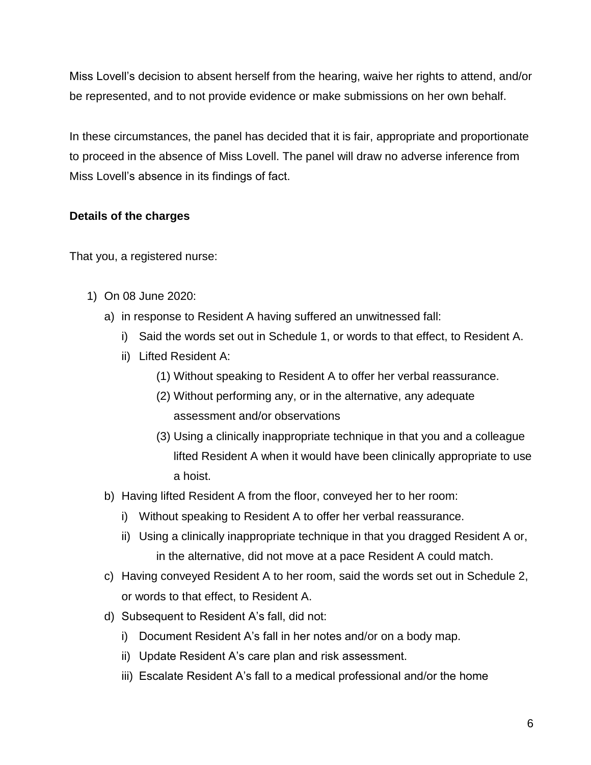Miss Lovell's decision to absent herself from the hearing, waive her rights to attend, and/or be represented, and to not provide evidence or make submissions on her own behalf.

In these circumstances, the panel has decided that it is fair, appropriate and proportionate to proceed in the absence of Miss Lovell. The panel will draw no adverse inference from Miss Lovell's absence in its findings of fact.

**Details of the charges**

That you, a registered nurse:

1) On 08 June 2020:
   a) in response to Resident A having suffered an unwitnessed fall:
      i) Said the words set out in Schedule 1, or words to that effect, to Resident A.
      ii) Lifted Resident A:
         (1) Without speaking to Resident A to offer her verbal reassurance.
         (2) Without performing any, or in the alternative, any adequate assessment and/or observations
         (3) Using a clinically inappropriate technique in that you and a colleague lifted Resident A when it would have been clinically appropriate to use a hoist.
   b) Having lifted Resident A from the floor, conveyed her to her room:
      i) Without speaking to Resident A to offer her verbal reassurance.
      ii) Using a clinically inappropriate technique in that you dragged Resident A or, in the alternative, did not move at a pace Resident A could match.
   c) Having conveyed Resident A to her room, said the words set out in Schedule 2, or words to that effect, to Resident A.
   d) Subsequent to Resident A's fall, did not:
      i) Document Resident A's fall in her notes and/or on a body map.
      ii) Update Resident A's care plan and risk assessment.
      iii) Escalate Resident A's fall to a medical professional and/or the home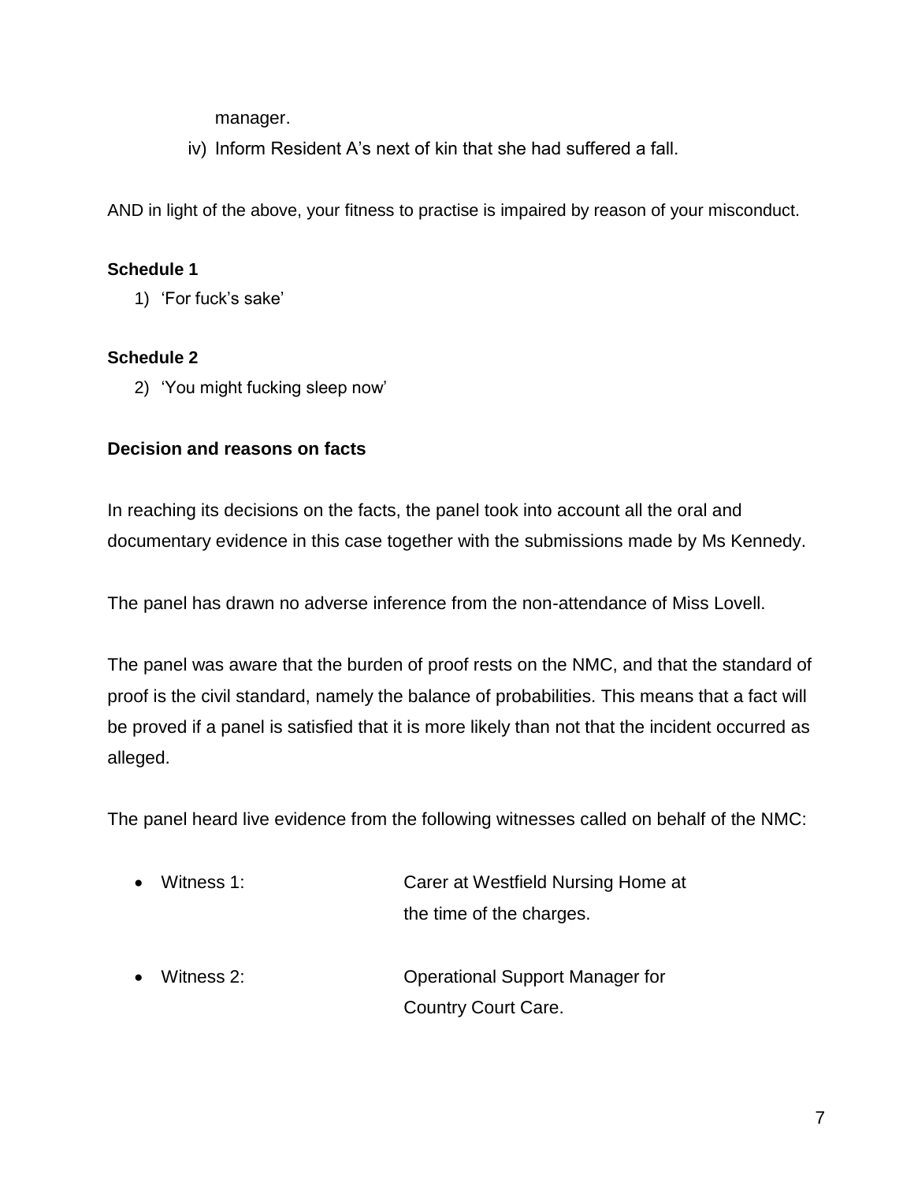manager.

iv) Inform Resident A's next of kin that she had suffered a fall.

AND in light of the above, your fitness to practise is impaired by reason of your misconduct.

**Schedule 1**

1) 'For fuck's sake'

**Schedule 2**

2) 'You might fucking sleep now'

**Decision and reasons on facts**

In reaching its decisions on the facts, the panel took into account all the oral and documentary evidence in this case together with the submissions made by Ms Kennedy.

The panel has drawn no adverse inference from the non-attendance of Miss Lovell.

The panel was aware that the burden of proof rests on the NMC, and that the standard of proof is the civil standard, namely the balance of probabilities. This means that a fact will be proved if a panel is satisfied that it is more likely than not that the incident occurred as alleged.

The panel heard live evidence from the following witnesses called on behalf of the NMC:

- Witness 1: Carer at Westfield Nursing Home at the time of the charges.
- Witness 2: Operational Support Manager for Country Court Care.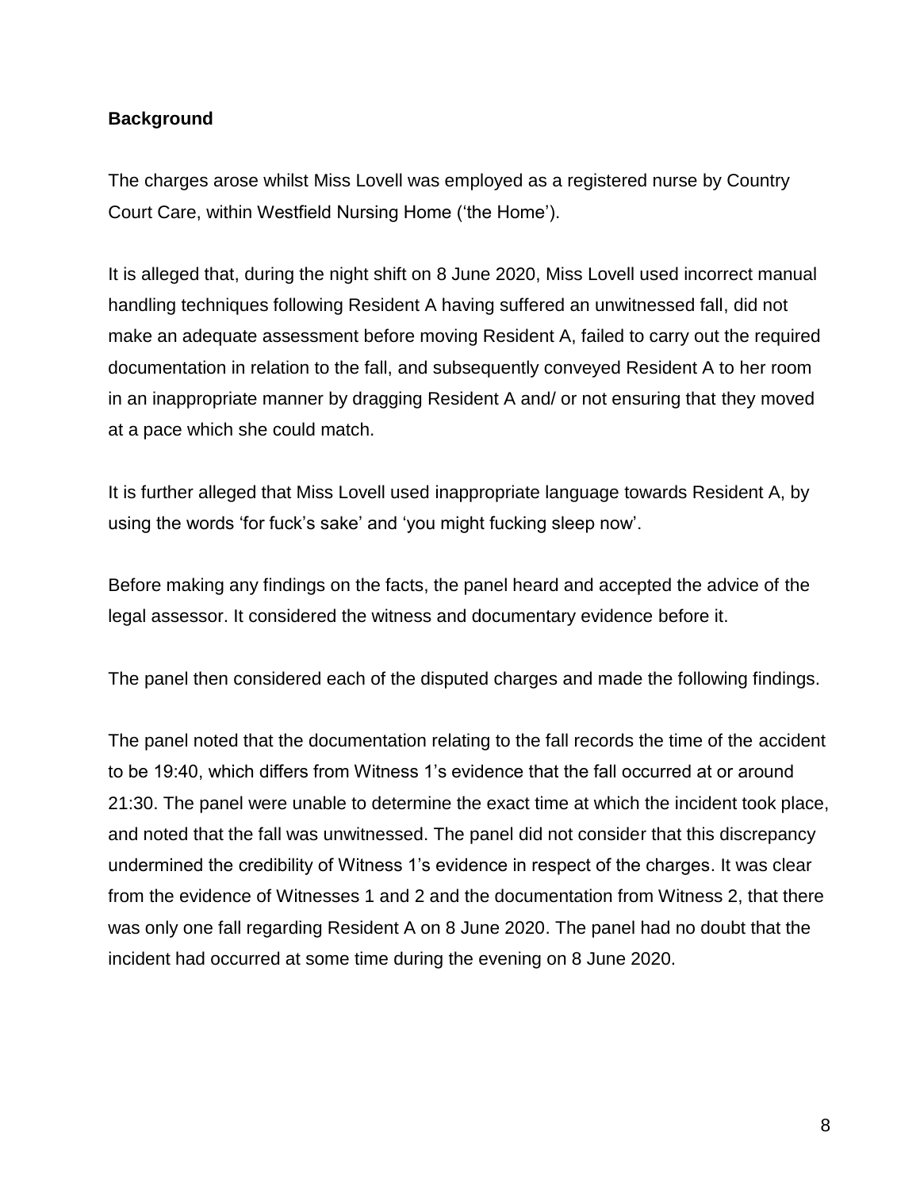**Background**

The charges arose whilst Miss Lovell was employed as a registered nurse by Country Court Care, within Westfield Nursing Home ('the Home').

It is alleged that, during the night shift on 8 June 2020, Miss Lovell used incorrect manual handling techniques following Resident A having suffered an unwitnessed fall, did not make an adequate assessment before moving Resident A, failed to carry out the required documentation in relation to the fall, and subsequently conveyed Resident A to her room in an inappropriate manner by dragging Resident A and/ or not ensuring that they moved at a pace which she could match.

It is further alleged that Miss Lovell used inappropriate language towards Resident A, by using the words 'for fuck's sake' and 'you might fucking sleep now'.

Before making any findings on the facts, the panel heard and accepted the advice of the legal assessor. It considered the witness and documentary evidence before it.

The panel then considered each of the disputed charges and made the following findings.

The panel noted that the documentation relating to the fall records the time of the accident to be 19:40, which differs from Witness 1's evidence that the fall occurred at or around 21:30. The panel were unable to determine the exact time at which the incident took place, and noted that the fall was unwitnessed. The panel did not consider that this discrepancy undermined the credibility of Witness 1's evidence in respect of the charges. It was clear from the evidence of Witnesses 1 and 2 and the documentation from Witness 2, that there was only one fall regarding Resident A on 8 June 2020. The panel had no doubt that the incident had occurred at some time during the evening on 8 June 2020.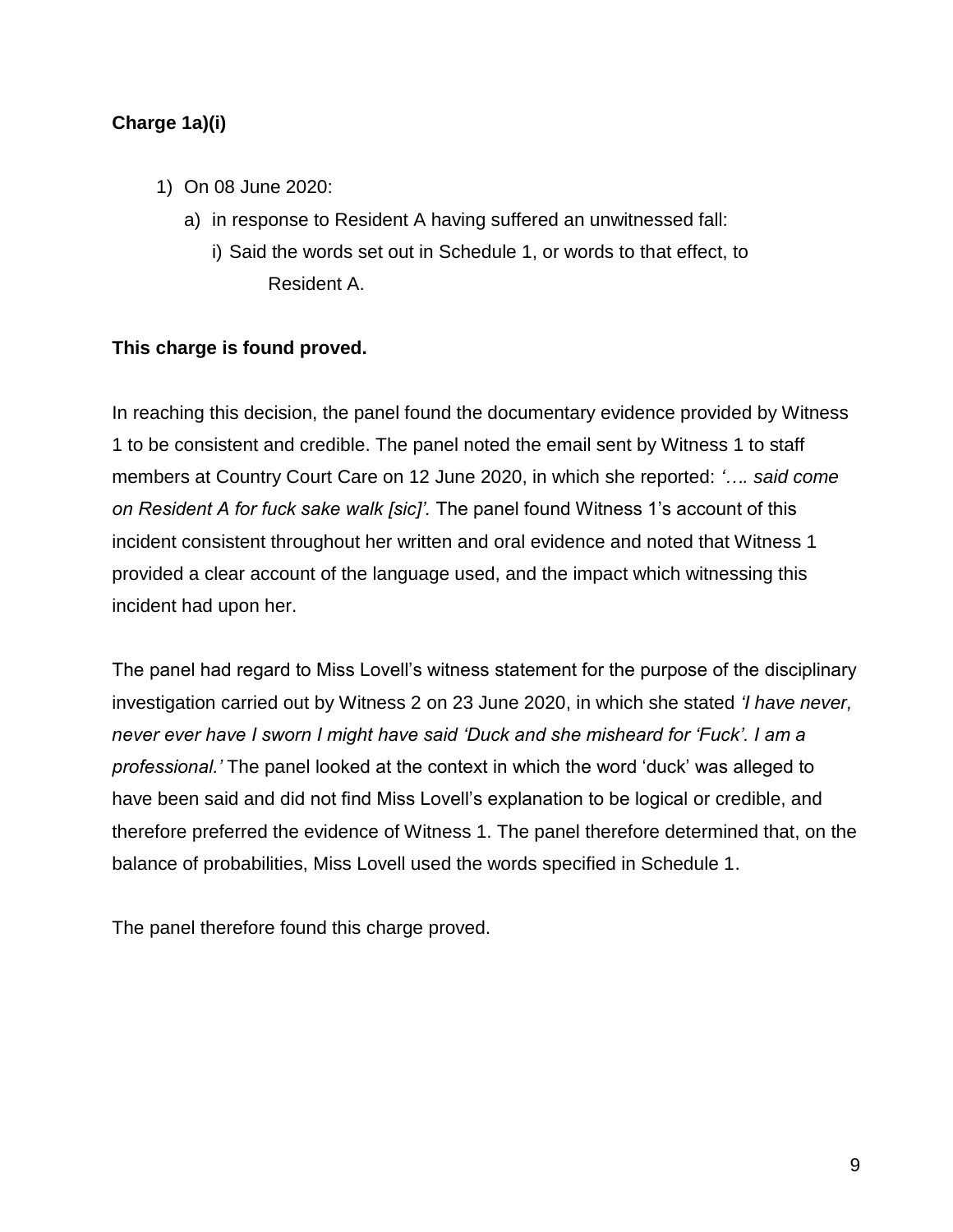**Charge 1a)(i)**

1) On 08 June 2020:
   a) in response to Resident A having suffered an unwitnessed fall:
      i) Said the words set out in Schedule 1, or words to that effect, to Resident A.

**This charge is found proved.**

In reaching this decision, the panel found the documentary evidence provided by Witness 1 to be consistent and credible. The panel noted the email sent by Witness 1 to staff members at Country Court Care on 12 June 2020, in which she reported: *'…. said come on Resident A for fuck sake walk [sic]'.* The panel found Witness 1's account of this incident consistent throughout her written and oral evidence and noted that Witness 1 provided a clear account of the language used, and the impact which witnessing this incident had upon her.

The panel had regard to Miss Lovell's witness statement for the purpose of the disciplinary investigation carried out by Witness 2 on 23 June 2020, in which she stated *'I have never, never ever have I sworn I might have said 'Duck and she misheard for 'Fuck'. I am a professional.'* The panel looked at the context in which the word 'duck' was alleged to have been said and did not find Miss Lovell's explanation to be logical or credible, and therefore preferred the evidence of Witness 1. The panel therefore determined that, on the balance of probabilities, Miss Lovell used the words specified in Schedule 1.

The panel therefore found this charge proved.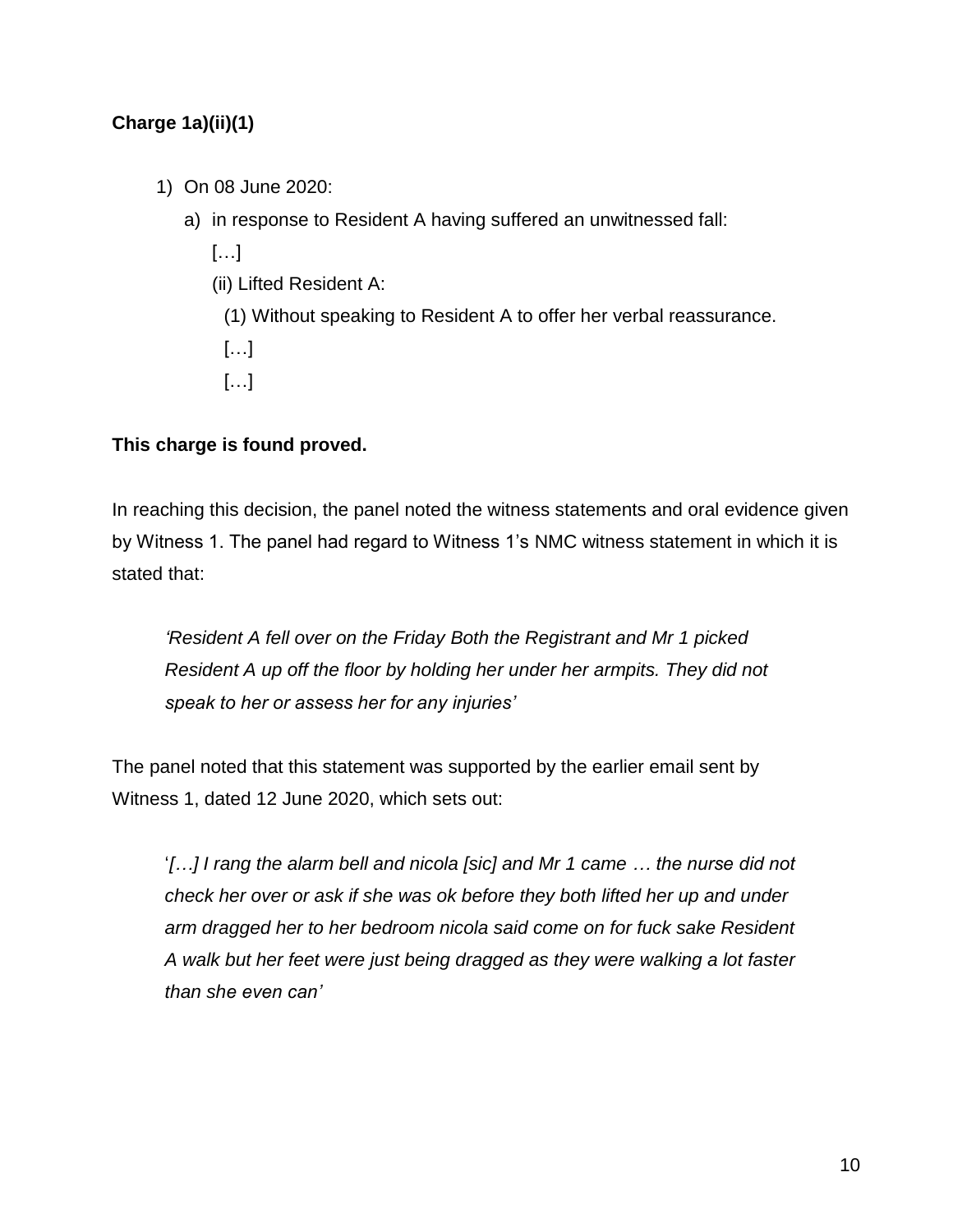**Charge 1a)(ii)(1)**

1) On 08 June 2020:

   a) in response to Resident A having suffered an unwitnessed fall:

      […]

      (ii) Lifted Resident A:

         (1) Without speaking to Resident A to offer her verbal reassurance.

         […]

         […]

**This charge is found proved.**

In reaching this decision, the panel noted the witness statements and oral evidence given by Witness 1. The panel had regard to Witness 1's NMC witness statement in which it is stated that:

> *'Resident A fell over on the Friday Both the Registrant and Mr 1 picked Resident A up off the floor by holding her under her armpits. They did not speak to her or assess her for any injuries'*

The panel noted that this statement was supported by the earlier email sent by Witness 1, dated 12 June 2020, which sets out:

> '*[…] I rang the alarm bell and nicola [sic] and Mr 1 came … the nurse did not check her over or ask if she was ok before they both lifted her up and under arm dragged her to her bedroom nicola said come on for fuck sake Resident A walk but her feet were just being dragged as they were walking a lot faster than she even can'*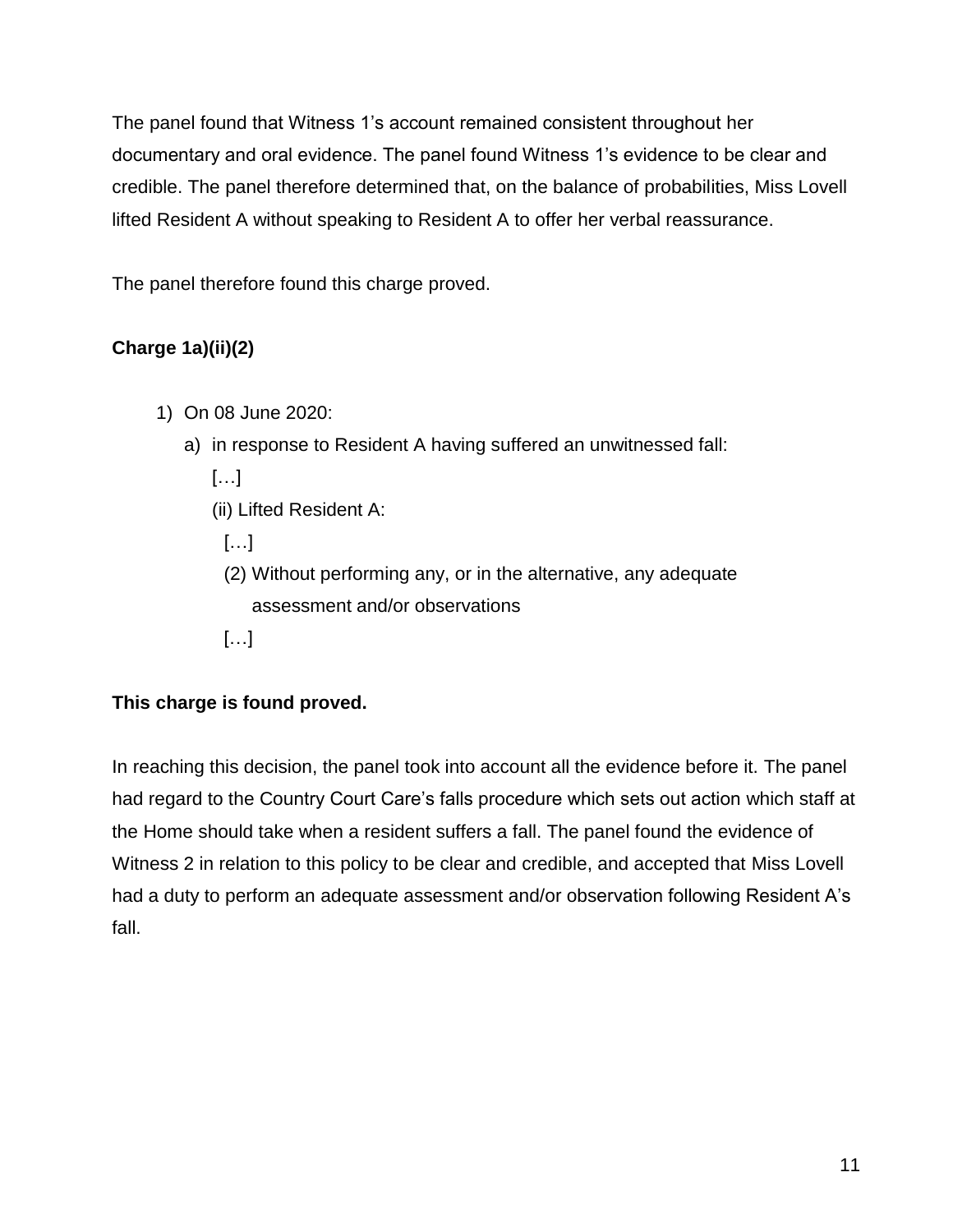The panel found that Witness 1's account remained consistent throughout her documentary and oral evidence. The panel found Witness 1's evidence to be clear and credible. The panel therefore determined that, on the balance of probabilities, Miss Lovell lifted Resident A without speaking to Resident A to offer her verbal reassurance.

The panel therefore found this charge proved.

**Charge 1a)(ii)(2)**

1) On 08 June 2020:
   a) in response to Resident A having suffered an unwitnessed fall:
      […]
      (ii) Lifted Resident A:
         […]
         (2) Without performing any, or in the alternative, any adequate assessment and/or observations
         […]

**This charge is found proved.**

In reaching this decision, the panel took into account all the evidence before it. The panel had regard to the Country Court Care's falls procedure which sets out action which staff at the Home should take when a resident suffers a fall. The panel found the evidence of Witness 2 in relation to this policy to be clear and credible, and accepted that Miss Lovell had a duty to perform an adequate assessment and/or observation following Resident A's fall.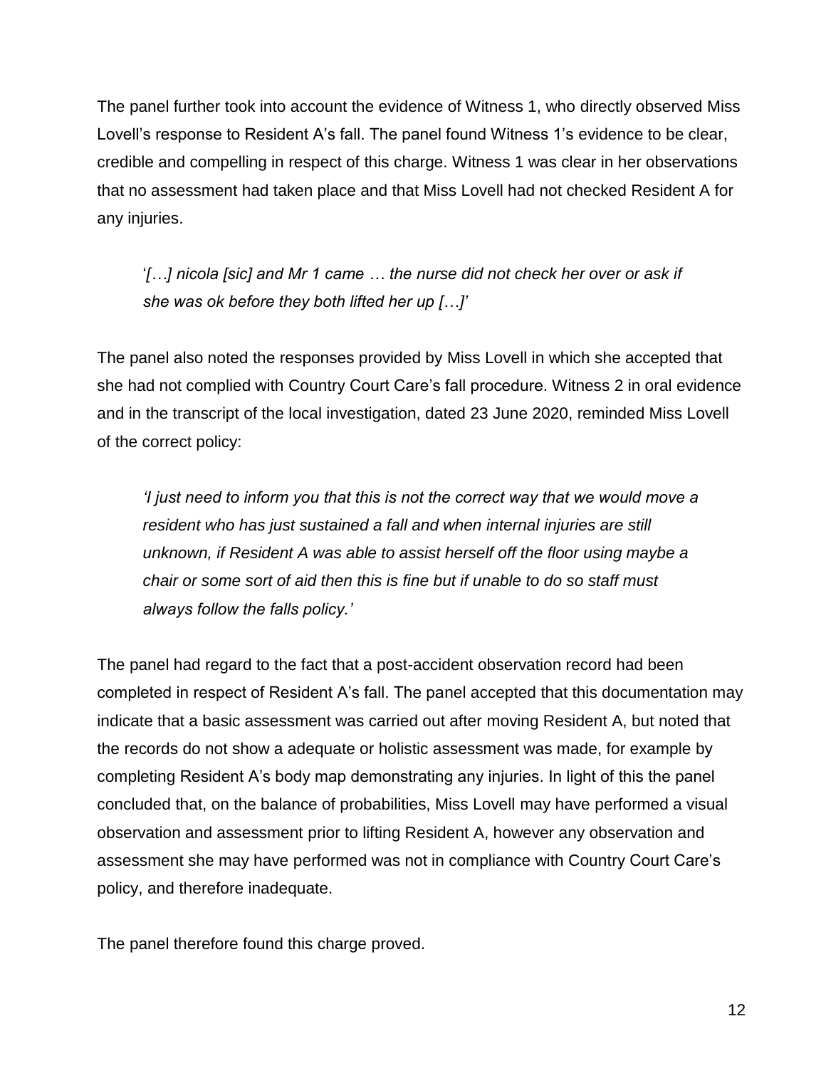The panel further took into account the evidence of Witness 1, who directly observed Miss Lovell's response to Resident A's fall. The panel found Witness 1's evidence to be clear, credible and compelling in respect of this charge. Witness 1 was clear in her observations that no assessment had taken place and that Miss Lovell had not checked Resident A for any injuries.

> '*[…] nicola [sic] and Mr 1 came … the nurse did not check her over or ask if she was ok before they both lifted her up […]*'

The panel also noted the responses provided by Miss Lovell in which she accepted that she had not complied with Country Court Care's fall procedure. Witness 2 in oral evidence and in the transcript of the local investigation, dated 23 June 2020, reminded Miss Lovell of the correct policy:

> *'I just need to inform you that this is not the correct way that we would move a resident who has just sustained a fall and when internal injuries are still unknown, if Resident A was able to assist herself off the floor using maybe a chair or some sort of aid then this is fine but if unable to do so staff must always follow the falls policy.'*

The panel had regard to the fact that a post-accident observation record had been completed in respect of Resident A's fall. The panel accepted that this documentation may indicate that a basic assessment was carried out after moving Resident A, but noted that the records do not show a adequate or holistic assessment was made, for example by completing Resident A's body map demonstrating any injuries. In light of this the panel concluded that, on the balance of probabilities, Miss Lovell may have performed a visual observation and assessment prior to lifting Resident A, however any observation and assessment she may have performed was not in compliance with Country Court Care's policy, and therefore inadequate.

The panel therefore found this charge proved.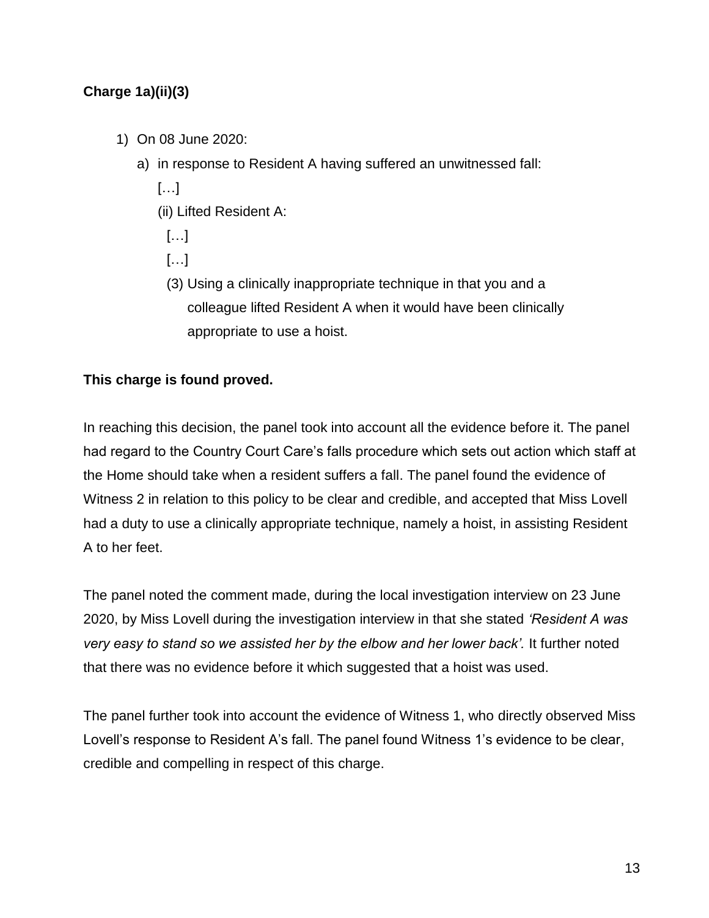**Charge 1a)(ii)(3)**

1) On 08 June 2020:
   a) in response to Resident A having suffered an unwitnessed fall:
      […]
      (ii) Lifted Resident A:
         […]
         […]
         (3) Using a clinically inappropriate technique in that you and a colleague lifted Resident A when it would have been clinically appropriate to use a hoist.

**This charge is found proved.**

In reaching this decision, the panel took into account all the evidence before it. The panel had regard to the Country Court Care's falls procedure which sets out action which staff at the Home should take when a resident suffers a fall. The panel found the evidence of Witness 2 in relation to this policy to be clear and credible, and accepted that Miss Lovell had a duty to use a clinically appropriate technique, namely a hoist, in assisting Resident A to her feet.

The panel noted the comment made, during the local investigation interview on 23 June 2020, by Miss Lovell during the investigation interview in that she stated *'Resident A was very easy to stand so we assisted her by the elbow and her lower back'.* It further noted that there was no evidence before it which suggested that a hoist was used.

The panel further took into account the evidence of Witness 1, who directly observed Miss Lovell's response to Resident A's fall. The panel found Witness 1's evidence to be clear, credible and compelling in respect of this charge.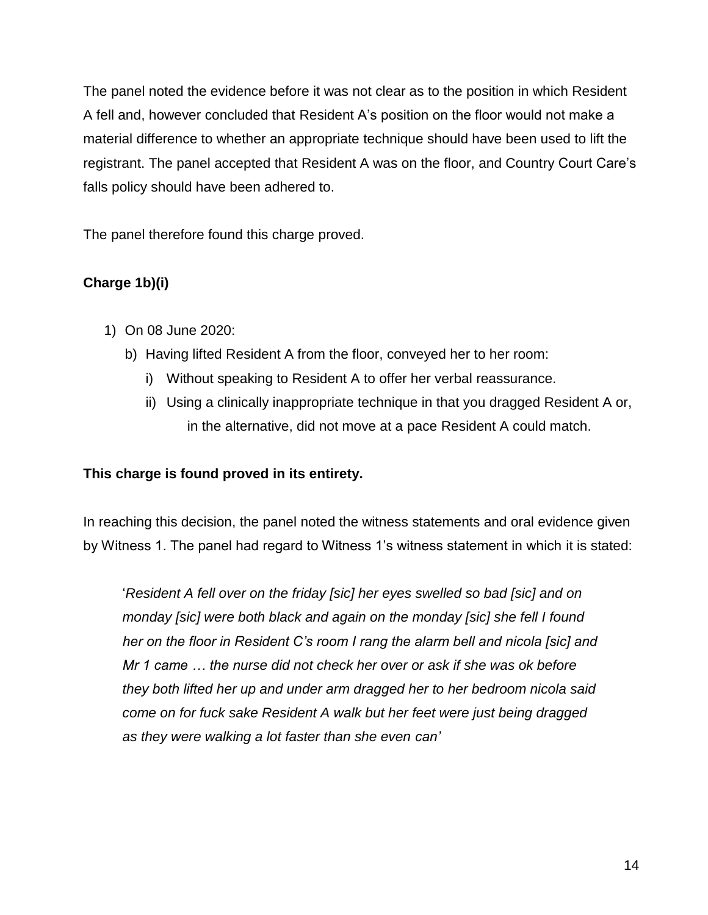The panel noted the evidence before it was not clear as to the position in which Resident A fell and, however concluded that Resident A's position on the floor would not make a material difference to whether an appropriate technique should have been used to lift the registrant. The panel accepted that Resident A was on the floor, and Country Court Care's falls policy should have been adhered to.

The panel therefore found this charge proved.

**Charge 1b)(i)**

1) On 08 June 2020:
   b) Having lifted Resident A from the floor, conveyed her to her room:
      i) Without speaking to Resident A to offer her verbal reassurance.
      ii) Using a clinically inappropriate technique in that you dragged Resident A or, in the alternative, did not move at a pace Resident A could match.

**This charge is found proved in its entirety.**

In reaching this decision, the panel noted the witness statements and oral evidence given by Witness 1. The panel had regard to Witness 1's witness statement in which it is stated:

> '*Resident A fell over on the friday [sic] her eyes swelled so bad [sic] and on monday [sic] were both black and again on the monday [sic] she fell I found her on the floor in Resident C's room I rang the alarm bell and nicola [sic] and Mr 1 came … the nurse did not check her over or ask if she was ok before they both lifted her up and under arm dragged her to her bedroom nicola said come on for fuck sake Resident A walk but her feet were just being dragged as they were walking a lot faster than she even can'*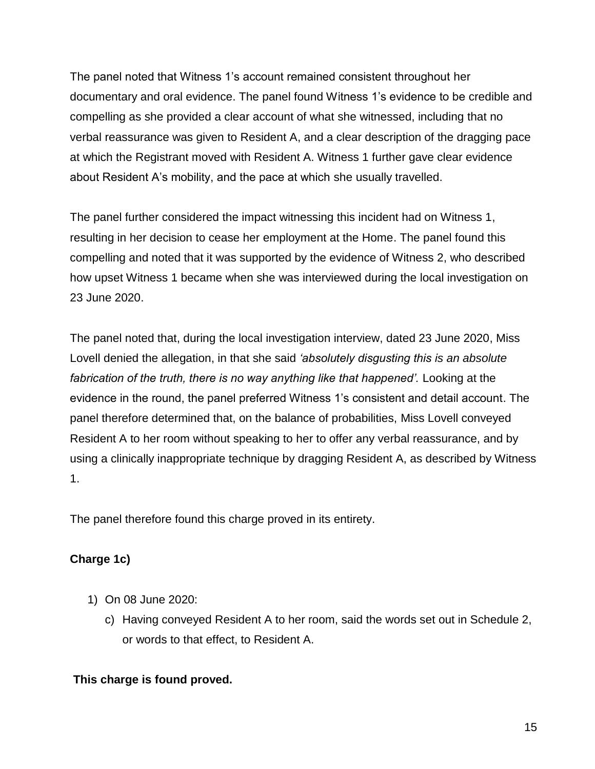The panel noted that Witness 1's account remained consistent throughout her documentary and oral evidence. The panel found Witness 1's evidence to be credible and compelling as she provided a clear account of what she witnessed, including that no verbal reassurance was given to Resident A, and a clear description of the dragging pace at which the Registrant moved with Resident A. Witness 1 further gave clear evidence about Resident A's mobility, and the pace at which she usually travelled.

The panel further considered the impact witnessing this incident had on Witness 1, resulting in her decision to cease her employment at the Home. The panel found this compelling and noted that it was supported by the evidence of Witness 2, who described how upset Witness 1 became when she was interviewed during the local investigation on 23 June 2020.

The panel noted that, during the local investigation interview, dated 23 June 2020, Miss Lovell denied the allegation, in that she said *'absolutely disgusting this is an absolute fabrication of the truth, there is no way anything like that happened'.* Looking at the evidence in the round, the panel preferred Witness 1's consistent and detail account. The panel therefore determined that, on the balance of probabilities, Miss Lovell conveyed Resident A to her room without speaking to her to offer any verbal reassurance, and by using a clinically inappropriate technique by dragging Resident A, as described by Witness 1.

The panel therefore found this charge proved in its entirety.

**Charge 1c)**

1) On 08 June 2020:
   c) Having conveyed Resident A to her room, said the words set out in Schedule 2, or words to that effect, to Resident A.

**This charge is found proved.**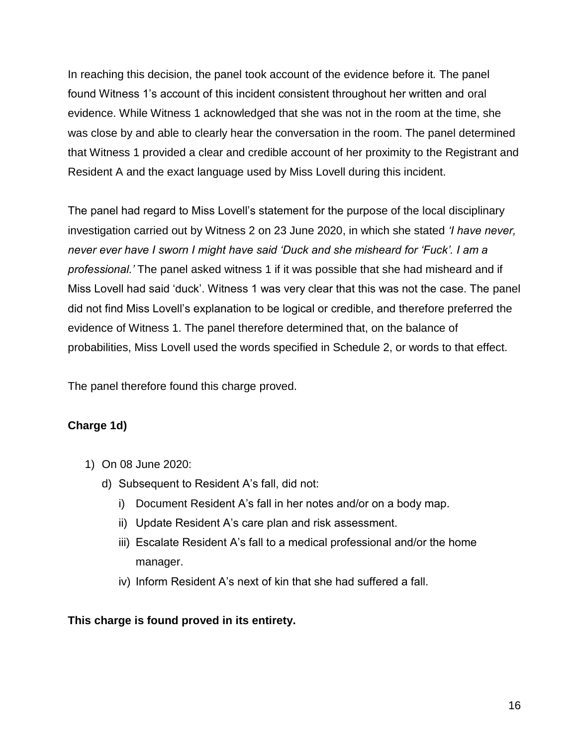In reaching this decision, the panel took account of the evidence before it. The panel found Witness 1's account of this incident consistent throughout her written and oral evidence. While Witness 1 acknowledged that she was not in the room at the time, she was close by and able to clearly hear the conversation in the room. The panel determined that Witness 1 provided a clear and credible account of her proximity to the Registrant and Resident A and the exact language used by Miss Lovell during this incident.

The panel had regard to Miss Lovell's statement for the purpose of the local disciplinary investigation carried out by Witness 2 on 23 June 2020, in which she stated *'I have never, never ever have I sworn I might have said 'Duck and she misheard for 'Fuck'. I am a professional.'* The panel asked witness 1 if it was possible that she had misheard and if Miss Lovell had said 'duck'. Witness 1 was very clear that this was not the case. The panel did not find Miss Lovell's explanation to be logical or credible, and therefore preferred the evidence of Witness 1. The panel therefore determined that, on the balance of probabilities, Miss Lovell used the words specified in Schedule 2, or words to that effect.

The panel therefore found this charge proved.

**Charge 1d)**

1) On 08 June 2020:
    d) Subsequent to Resident A's fall, did not:
        i) Document Resident A's fall in her notes and/or on a body map.
        ii) Update Resident A's care plan and risk assessment.
        iii) Escalate Resident A's fall to a medical professional and/or the home manager.
        iv) Inform Resident A's next of kin that she had suffered a fall.

**This charge is found proved in its entirety.**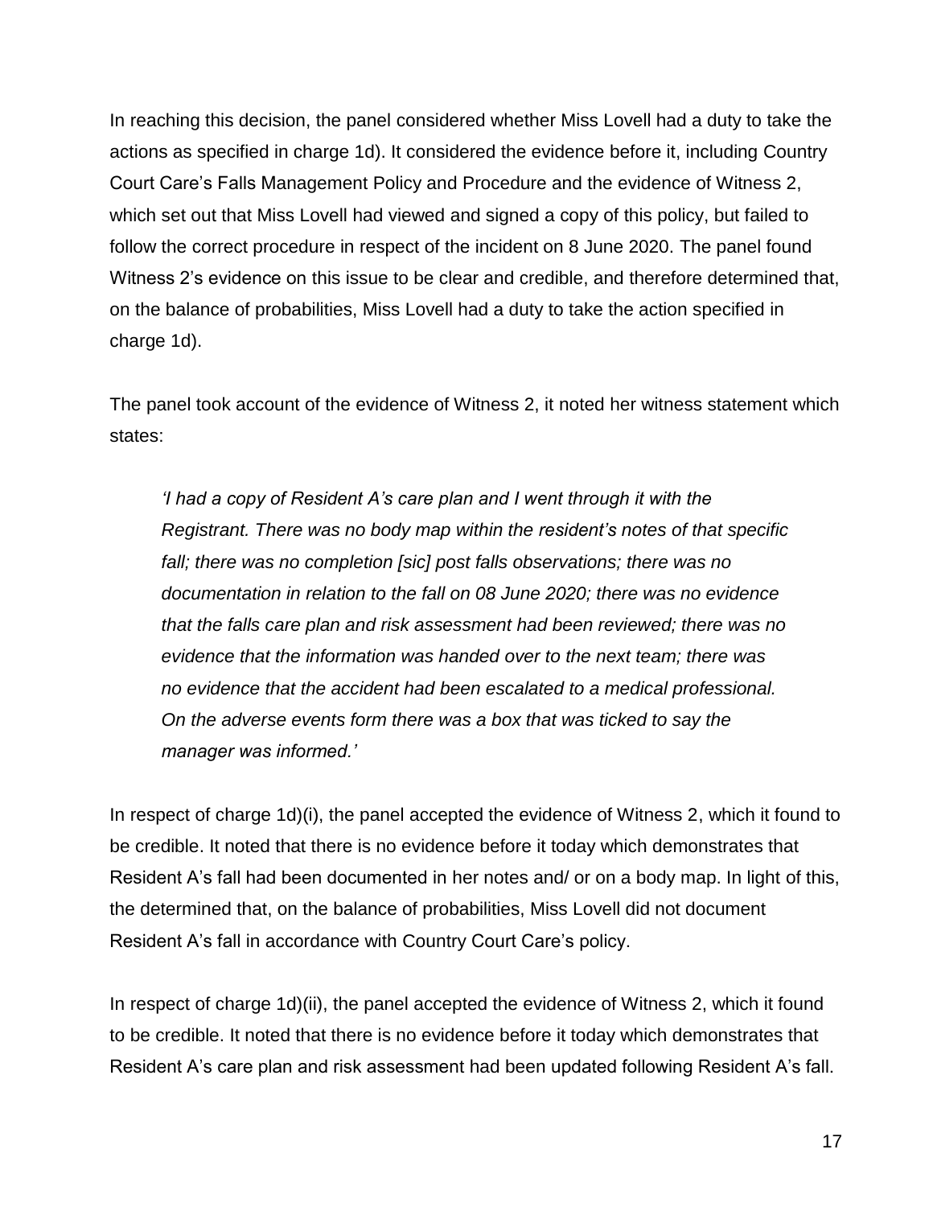In reaching this decision, the panel considered whether Miss Lovell had a duty to take the actions as specified in charge 1d). It considered the evidence before it, including Country Court Care's Falls Management Policy and Procedure and the evidence of Witness 2, which set out that Miss Lovell had viewed and signed a copy of this policy, but failed to follow the correct procedure in respect of the incident on 8 June 2020. The panel found Witness 2's evidence on this issue to be clear and credible, and therefore determined that, on the balance of probabilities, Miss Lovell had a duty to take the action specified in charge 1d).

The panel took account of the evidence of Witness 2, it noted her witness statement which states:

> *'I had a copy of Resident A's care plan and I went through it with the Registrant. There was no body map within the resident's notes of that specific fall; there was no completion [sic] post falls observations; there was no documentation in relation to the fall on 08 June 2020; there was no evidence that the falls care plan and risk assessment had been reviewed; there was no evidence that the information was handed over to the next team; there was no evidence that the accident had been escalated to a medical professional. On the adverse events form there was a box that was ticked to say the manager was informed.'*

In respect of charge 1d)(i), the panel accepted the evidence of Witness 2, which it found to be credible. It noted that there is no evidence before it today which demonstrates that Resident A's fall had been documented in her notes and/ or on a body map. In light of this, the determined that, on the balance of probabilities, Miss Lovell did not document Resident A's fall in accordance with Country Court Care's policy.

In respect of charge 1d)(ii), the panel accepted the evidence of Witness 2, which it found to be credible. It noted that there is no evidence before it today which demonstrates that Resident A's care plan and risk assessment had been updated following Resident A's fall.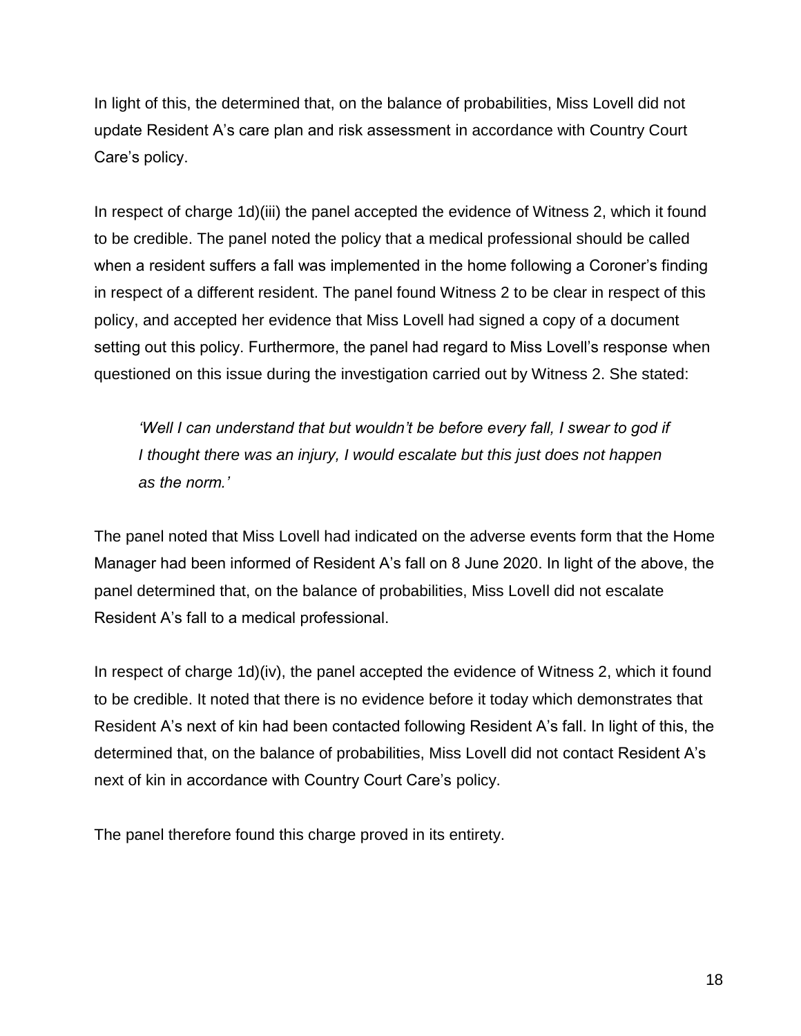In light of this, the determined that, on the balance of probabilities, Miss Lovell did not update Resident A's care plan and risk assessment in accordance with Country Court Care's policy.

In respect of charge 1d)(iii) the panel accepted the evidence of Witness 2, which it found to be credible. The panel noted the policy that a medical professional should be called when a resident suffers a fall was implemented in the home following a Coroner's finding in respect of a different resident. The panel found Witness 2 to be clear in respect of this policy, and accepted her evidence that Miss Lovell had signed a copy of a document setting out this policy. Furthermore, the panel had regard to Miss Lovell's response when questioned on this issue during the investigation carried out by Witness 2. She stated:

> *'Well I can understand that but wouldn't be before every fall, I swear to god if I thought there was an injury, I would escalate but this just does not happen as the norm.'*

The panel noted that Miss Lovell had indicated on the adverse events form that the Home Manager had been informed of Resident A's fall on 8 June 2020. In light of the above, the panel determined that, on the balance of probabilities, Miss Lovell did not escalate Resident A's fall to a medical professional.

In respect of charge 1d)(iv), the panel accepted the evidence of Witness 2, which it found to be credible. It noted that there is no evidence before it today which demonstrates that Resident A's next of kin had been contacted following Resident A's fall. In light of this, the determined that, on the balance of probabilities, Miss Lovell did not contact Resident A's next of kin in accordance with Country Court Care's policy.

The panel therefore found this charge proved in its entirety.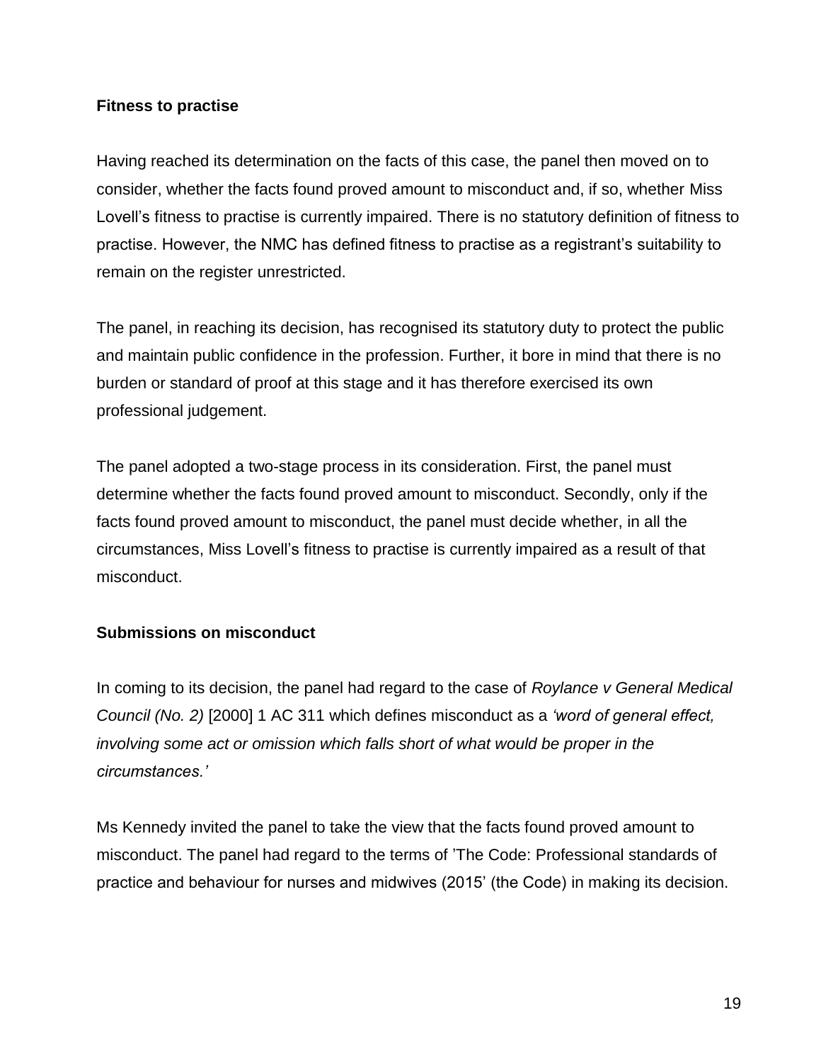**Fitness to practise**

Having reached its determination on the facts of this case, the panel then moved on to consider, whether the facts found proved amount to misconduct and, if so, whether Miss Lovell's fitness to practise is currently impaired. There is no statutory definition of fitness to practise. However, the NMC has defined fitness to practise as a registrant's suitability to remain on the register unrestricted.

The panel, in reaching its decision, has recognised its statutory duty to protect the public and maintain public confidence in the profession. Further, it bore in mind that there is no burden or standard of proof at this stage and it has therefore exercised its own professional judgement.

The panel adopted a two-stage process in its consideration. First, the panel must determine whether the facts found proved amount to misconduct. Secondly, only if the facts found proved amount to misconduct, the panel must decide whether, in all the circumstances, Miss Lovell's fitness to practise is currently impaired as a result of that misconduct.

**Submissions on misconduct**

In coming to its decision, the panel had regard to the case of *Roylance v General Medical Council (No. 2)* [2000] 1 AC 311 which defines misconduct as a *'word of general effect, involving some act or omission which falls short of what would be proper in the circumstances.'*

Ms Kennedy invited the panel to take the view that the facts found proved amount to misconduct. The panel had regard to the terms of 'The Code: Professional standards of practice and behaviour for nurses and midwives (2015' (the Code) in making its decision.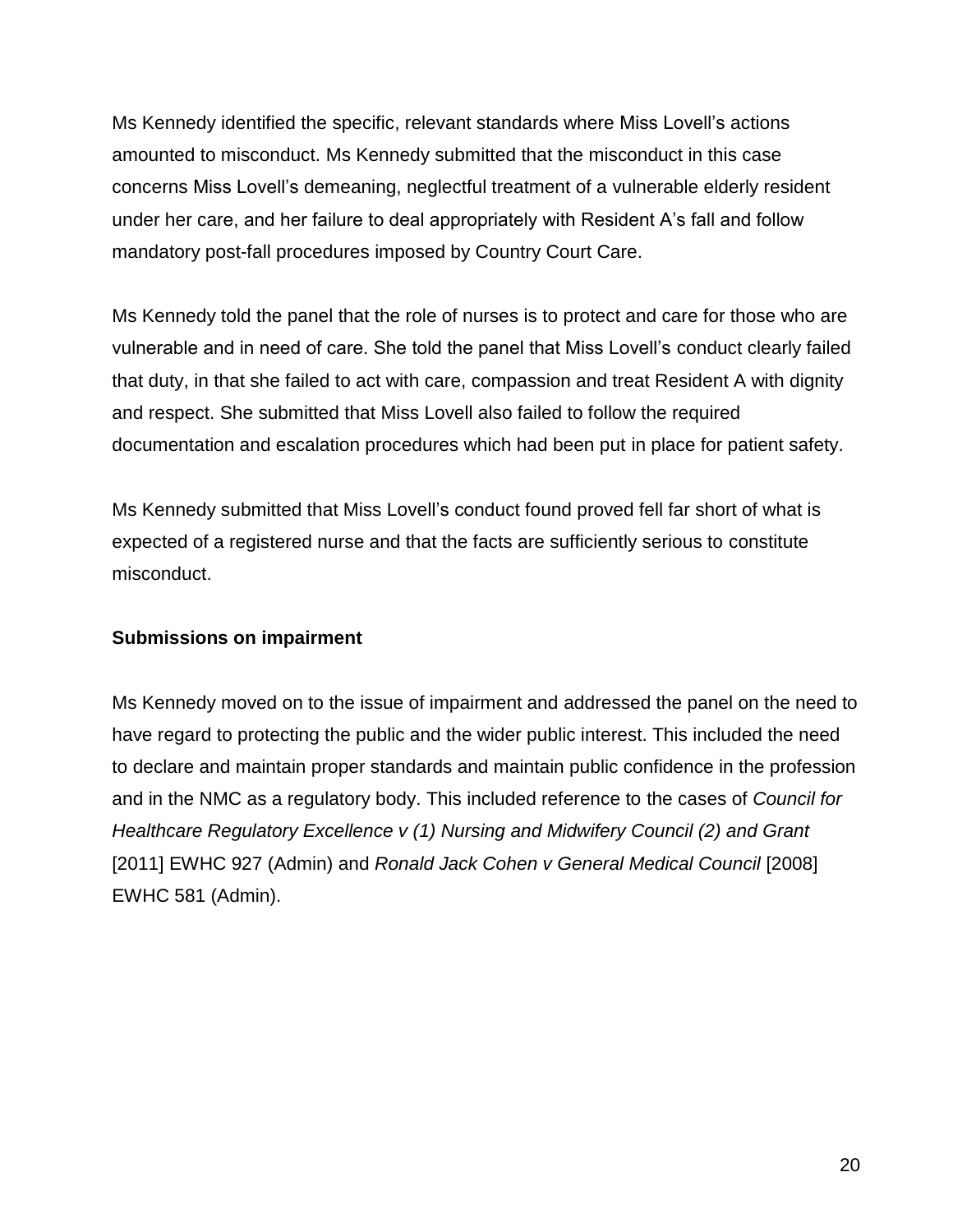Ms Kennedy identified the specific, relevant standards where Miss Lovell's actions amounted to misconduct. Ms Kennedy submitted that the misconduct in this case concerns Miss Lovell's demeaning, neglectful treatment of a vulnerable elderly resident under her care, and her failure to deal appropriately with Resident A's fall and follow mandatory post-fall procedures imposed by Country Court Care.

Ms Kennedy told the panel that the role of nurses is to protect and care for those who are vulnerable and in need of care. She told the panel that Miss Lovell's conduct clearly failed that duty, in that she failed to act with care, compassion and treat Resident A with dignity and respect. She submitted that Miss Lovell also failed to follow the required documentation and escalation procedures which had been put in place for patient safety.

Ms Kennedy submitted that Miss Lovell's conduct found proved fell far short of what is expected of a registered nurse and that the facts are sufficiently serious to constitute misconduct.

**Submissions on impairment**

Ms Kennedy moved on to the issue of impairment and addressed the panel on the need to have regard to protecting the public and the wider public interest. This included the need to declare and maintain proper standards and maintain public confidence in the profession and in the NMC as a regulatory body. This included reference to the cases of *Council for Healthcare Regulatory Excellence v (1) Nursing and Midwifery Council (2) and Grant* [2011] EWHC 927 (Admin) and *Ronald Jack Cohen v General Medical Council* [2008] EWHC 581 (Admin).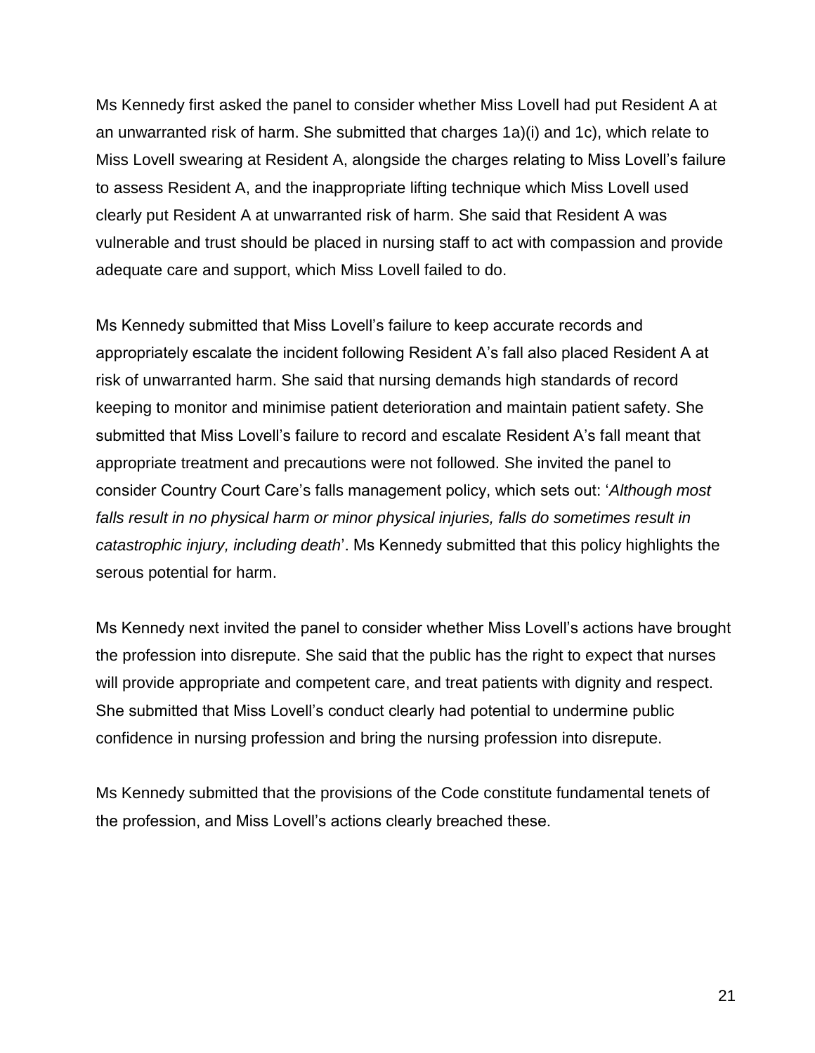Ms Kennedy first asked the panel to consider whether Miss Lovell had put Resident A at an unwarranted risk of harm. She submitted that charges 1a)(i) and 1c), which relate to Miss Lovell swearing at Resident A, alongside the charges relating to Miss Lovell's failure to assess Resident A, and the inappropriate lifting technique which Miss Lovell used clearly put Resident A at unwarranted risk of harm. She said that Resident A was vulnerable and trust should be placed in nursing staff to act with compassion and provide adequate care and support, which Miss Lovell failed to do.

Ms Kennedy submitted that Miss Lovell's failure to keep accurate records and appropriately escalate the incident following Resident A's fall also placed Resident A at risk of unwarranted harm. She said that nursing demands high standards of record keeping to monitor and minimise patient deterioration and maintain patient safety. She submitted that Miss Lovell's failure to record and escalate Resident A's fall meant that appropriate treatment and precautions were not followed. She invited the panel to consider Country Court Care's falls management policy, which sets out: '*Although most falls result in no physical harm or minor physical injuries, falls do sometimes result in catastrophic injury, including death*'. Ms Kennedy submitted that this policy highlights the serous potential for harm.

Ms Kennedy next invited the panel to consider whether Miss Lovell's actions have brought the profession into disrepute. She said that the public has the right to expect that nurses will provide appropriate and competent care, and treat patients with dignity and respect. She submitted that Miss Lovell's conduct clearly had potential to undermine public confidence in nursing profession and bring the nursing profession into disrepute.

Ms Kennedy submitted that the provisions of the Code constitute fundamental tenets of the profession, and Miss Lovell's actions clearly breached these.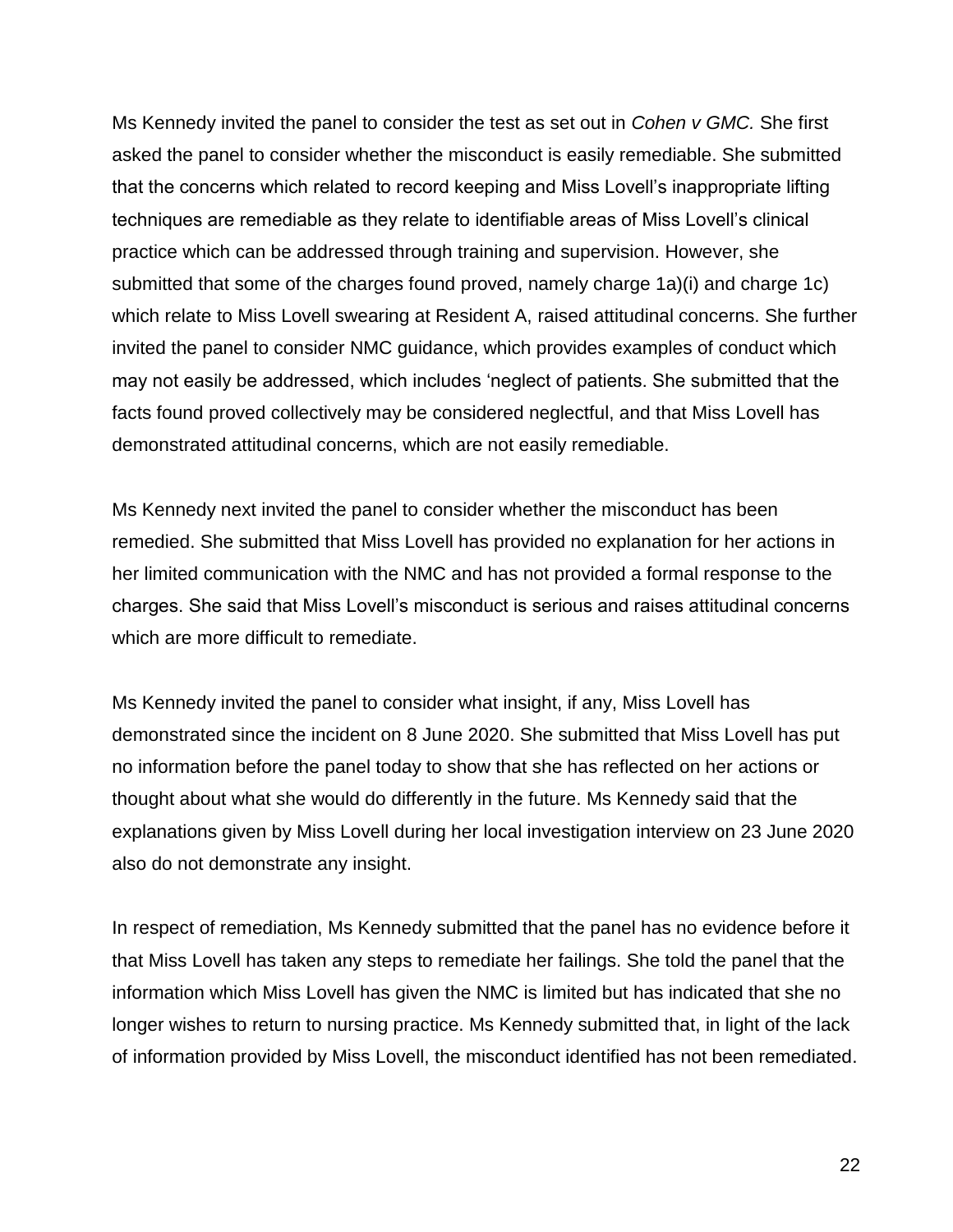Ms Kennedy invited the panel to consider the test as set out in *Cohen v GMC.* She first asked the panel to consider whether the misconduct is easily remediable. She submitted that the concerns which related to record keeping and Miss Lovell's inappropriate lifting techniques are remediable as they relate to identifiable areas of Miss Lovell's clinical practice which can be addressed through training and supervision. However, she submitted that some of the charges found proved, namely charge 1a)(i) and charge 1c) which relate to Miss Lovell swearing at Resident A, raised attitudinal concerns. She further invited the panel to consider NMC guidance, which provides examples of conduct which may not easily be addressed, which includes 'neglect of patients. She submitted that the facts found proved collectively may be considered neglectful, and that Miss Lovell has demonstrated attitudinal concerns, which are not easily remediable.

Ms Kennedy next invited the panel to consider whether the misconduct has been remedied. She submitted that Miss Lovell has provided no explanation for her actions in her limited communication with the NMC and has not provided a formal response to the charges. She said that Miss Lovell's misconduct is serious and raises attitudinal concerns which are more difficult to remediate.

Ms Kennedy invited the panel to consider what insight, if any, Miss Lovell has demonstrated since the incident on 8 June 2020. She submitted that Miss Lovell has put no information before the panel today to show that she has reflected on her actions or thought about what she would do differently in the future. Ms Kennedy said that the explanations given by Miss Lovell during her local investigation interview on 23 June 2020 also do not demonstrate any insight.

In respect of remediation, Ms Kennedy submitted that the panel has no evidence before it that Miss Lovell has taken any steps to remediate her failings. She told the panel that the information which Miss Lovell has given the NMC is limited but has indicated that she no longer wishes to return to nursing practice. Ms Kennedy submitted that, in light of the lack of information provided by Miss Lovell, the misconduct identified has not been remediated.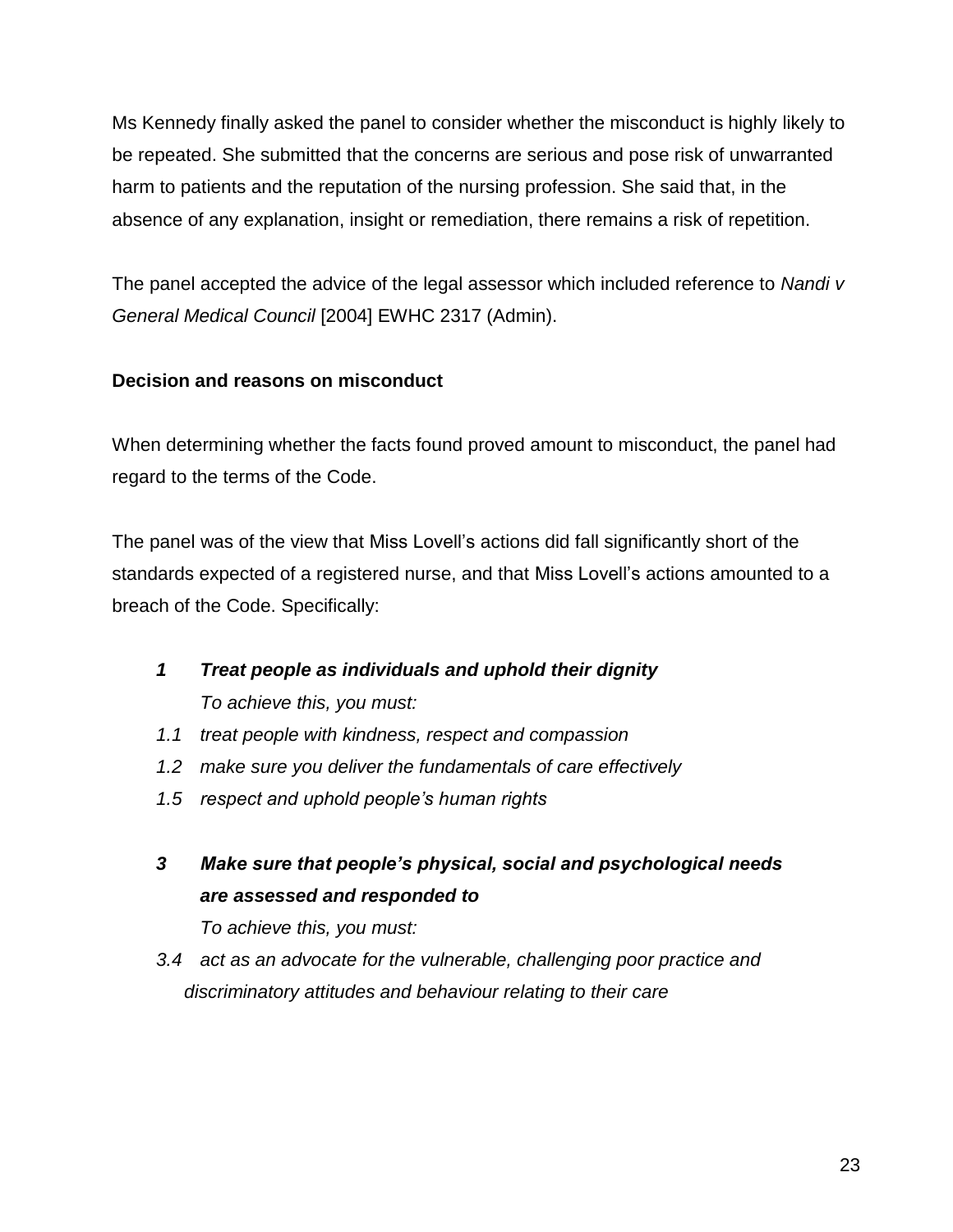Ms Kennedy finally asked the panel to consider whether the misconduct is highly likely to be repeated. She submitted that the concerns are serious and pose risk of unwarranted harm to patients and the reputation of the nursing profession. She said that, in the absence of any explanation, insight or remediation, there remains a risk of repetition.

The panel accepted the advice of the legal assessor which included reference to *Nandi v General Medical Council* [2004] EWHC 2317 (Admin).

**Decision and reasons on misconduct**

When determining whether the facts found proved amount to misconduct, the panel had regard to the terms of the Code.

The panel was of the view that Miss Lovell's actions did fall significantly short of the standards expected of a registered nurse, and that Miss Lovell's actions amounted to a breach of the Code. Specifically:

***1 Treat people as individuals and uphold their dignity***
*To achieve this, you must:*
*1.1 treat people with kindness, respect and compassion*
*1.2 make sure you deliver the fundamentals of care effectively*
*1.5 respect and uphold people's human rights*

***3 Make sure that people's physical, social and psychological needs are assessed and responded to***
*To achieve this, you must:*
*3.4 act as an advocate for the vulnerable, challenging poor practice and discriminatory attitudes and behaviour relating to their care*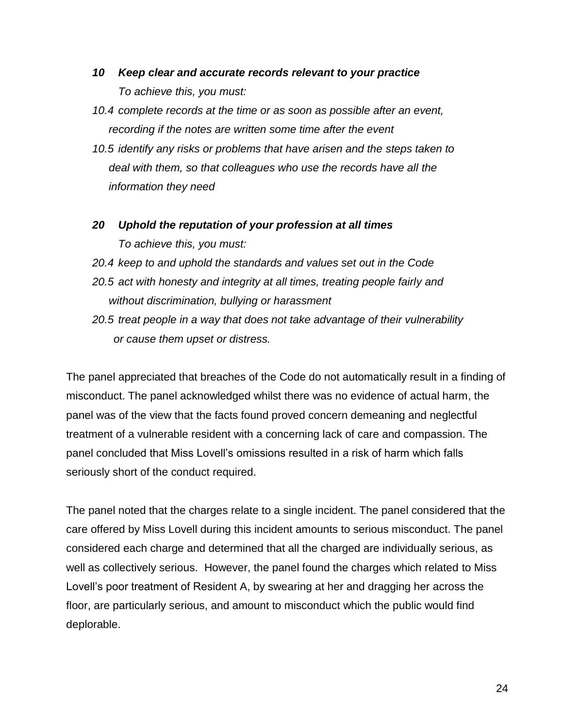***10 Keep clear and accurate records relevant to your practice***

*To achieve this, you must:*

*10.4 complete records at the time or as soon as possible after an event, recording if the notes are written some time after the event*

*10.5 identify any risks or problems that have arisen and the steps taken to deal with them, so that colleagues who use the records have all the information they need*

***20 Uphold the reputation of your profession at all times***

*To achieve this, you must:*

*20.4 keep to and uphold the standards and values set out in the Code*

*20.5 act with honesty and integrity at all times, treating people fairly and without discrimination, bullying or harassment*

*20.5 treat people in a way that does not take advantage of their vulnerability or cause them upset or distress.*

The panel appreciated that breaches of the Code do not automatically result in a finding of misconduct. The panel acknowledged whilst there was no evidence of actual harm, the panel was of the view that the facts found proved concern demeaning and neglectful treatment of a vulnerable resident with a concerning lack of care and compassion. The panel concluded that Miss Lovell's omissions resulted in a risk of harm which falls seriously short of the conduct required.

The panel noted that the charges relate to a single incident. The panel considered that the care offered by Miss Lovell during this incident amounts to serious misconduct. The panel considered each charge and determined that all the charged are individually serious, as well as collectively serious. However, the panel found the charges which related to Miss Lovell's poor treatment of Resident A, by swearing at her and dragging her across the floor, are particularly serious, and amount to misconduct which the public would find deplorable.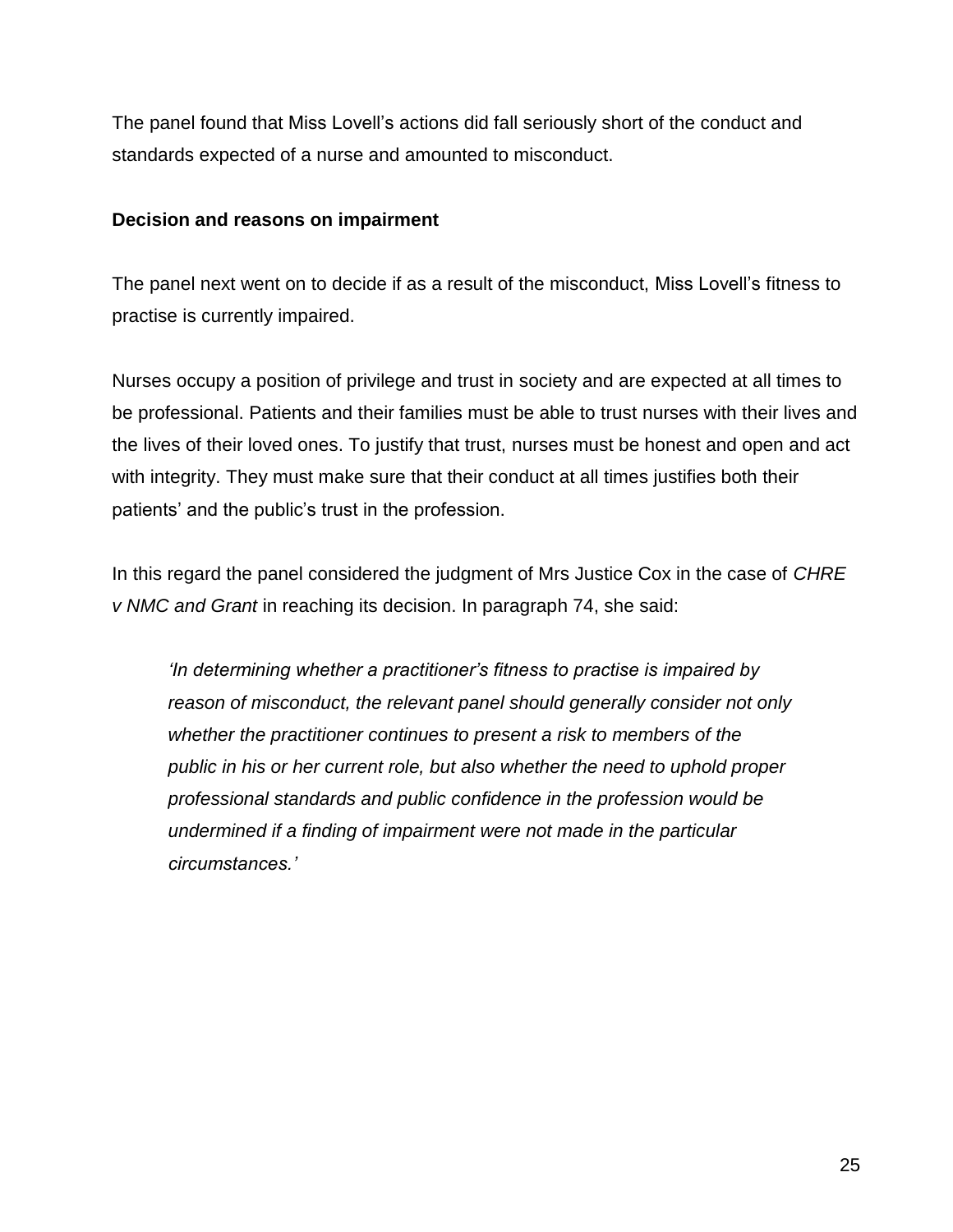The panel found that Miss Lovell's actions did fall seriously short of the conduct and standards expected of a nurse and amounted to misconduct.

**Decision and reasons on impairment**

The panel next went on to decide if as a result of the misconduct, Miss Lovell's fitness to practise is currently impaired.

Nurses occupy a position of privilege and trust in society and are expected at all times to be professional. Patients and their families must be able to trust nurses with their lives and the lives of their loved ones. To justify that trust, nurses must be honest and open and act with integrity. They must make sure that their conduct at all times justifies both their patients' and the public's trust in the profession.

In this regard the panel considered the judgment of Mrs Justice Cox in the case of *CHRE v NMC and Grant* in reaching its decision. In paragraph 74, she said:

> *'In determining whether a practitioner's fitness to practise is impaired by reason of misconduct, the relevant panel should generally consider not only whether the practitioner continues to present a risk to members of the public in his or her current role, but also whether the need to uphold proper professional standards and public confidence in the profession would be undermined if a finding of impairment were not made in the particular circumstances.'*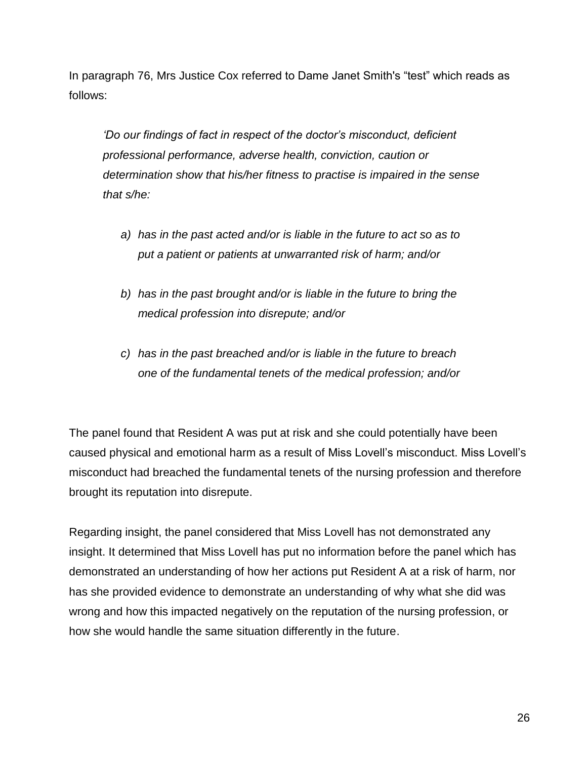In paragraph 76, Mrs Justice Cox referred to Dame Janet Smith's “test” which reads as follows:

> *‘Do our findings of fact in respect of the doctor’s misconduct, deficient professional performance, adverse health, conviction, caution or determination show that his/her fitness to practise is impaired in the sense that s/he:*
>
> *a) has in the past acted and/or is liable in the future to act so as to put a patient or patients at unwarranted risk of harm; and/or*
>
> *b) has in the past brought and/or is liable in the future to bring the medical profession into disrepute; and/or*
>
> *c) has in the past breached and/or is liable in the future to breach one of the fundamental tenets of the medical profession; and/or*

The panel found that Resident A was put at risk and she could potentially have been caused physical and emotional harm as a result of Miss Lovell’s misconduct. Miss Lovell’s misconduct had breached the fundamental tenets of the nursing profession and therefore brought its reputation into disrepute.

Regarding insight, the panel considered that Miss Lovell has not demonstrated any insight. It determined that Miss Lovell has put no information before the panel which has demonstrated an understanding of how her actions put Resident A at a risk of harm, nor has she provided evidence to demonstrate an understanding of why what she did was wrong and how this impacted negatively on the reputation of the nursing profession, or how she would handle the same situation differently in the future.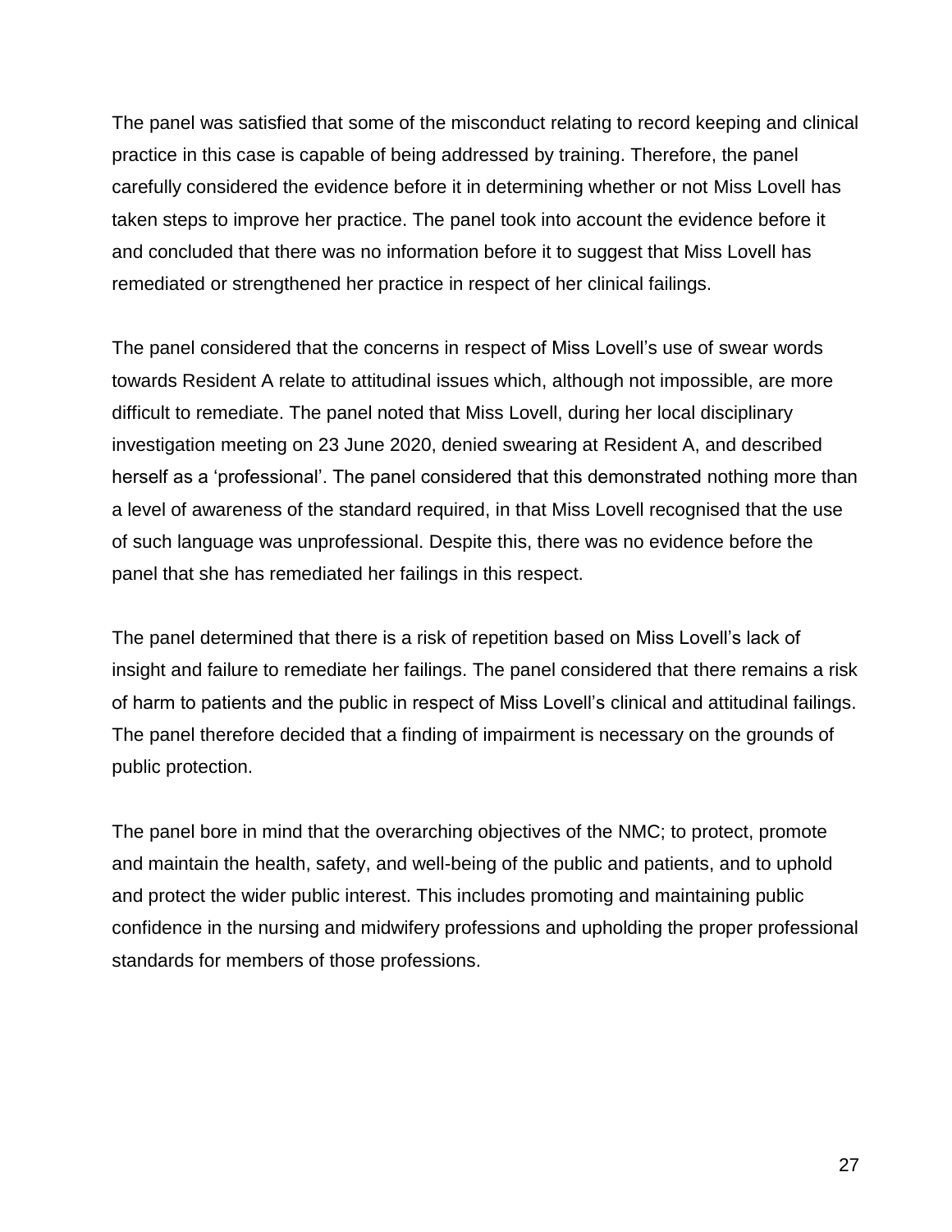The panel was satisfied that some of the misconduct relating to record keeping and clinical practice in this case is capable of being addressed by training. Therefore, the panel carefully considered the evidence before it in determining whether or not Miss Lovell has taken steps to improve her practice. The panel took into account the evidence before it and concluded that there was no information before it to suggest that Miss Lovell has remediated or strengthened her practice in respect of her clinical failings.

The panel considered that the concerns in respect of Miss Lovell's use of swear words towards Resident A relate to attitudinal issues which, although not impossible, are more difficult to remediate. The panel noted that Miss Lovell, during her local disciplinary investigation meeting on 23 June 2020, denied swearing at Resident A, and described herself as a 'professional'. The panel considered that this demonstrated nothing more than a level of awareness of the standard required, in that Miss Lovell recognised that the use of such language was unprofessional. Despite this, there was no evidence before the panel that she has remediated her failings in this respect.

The panel determined that there is a risk of repetition based on Miss Lovell's lack of insight and failure to remediate her failings. The panel considered that there remains a risk of harm to patients and the public in respect of Miss Lovell's clinical and attitudinal failings. The panel therefore decided that a finding of impairment is necessary on the grounds of public protection.

The panel bore in mind that the overarching objectives of the NMC; to protect, promote and maintain the health, safety, and well-being of the public and patients, and to uphold and protect the wider public interest. This includes promoting and maintaining public confidence in the nursing and midwifery professions and upholding the proper professional standards for members of those professions.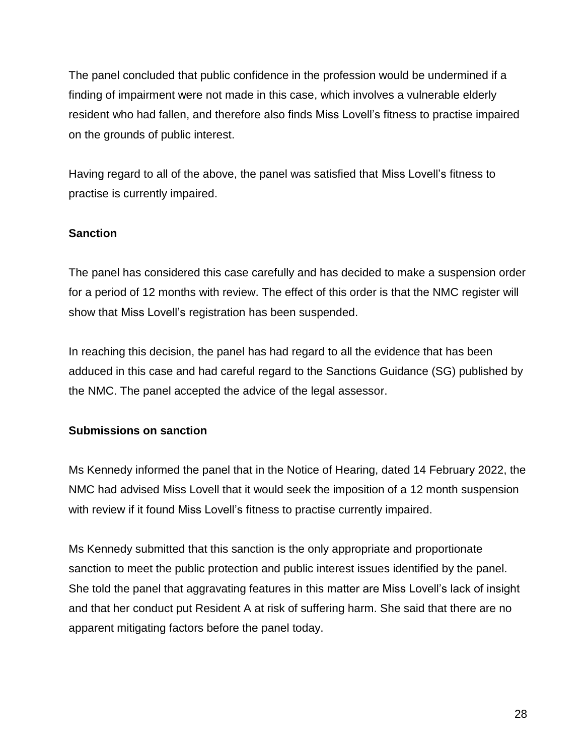The panel concluded that public confidence in the profession would be undermined if a finding of impairment were not made in this case, which involves a vulnerable elderly resident who had fallen, and therefore also finds Miss Lovell's fitness to practise impaired on the grounds of public interest.

Having regard to all of the above, the panel was satisfied that Miss Lovell's fitness to practise is currently impaired.

**Sanction**

The panel has considered this case carefully and has decided to make a suspension order for a period of 12 months with review. The effect of this order is that the NMC register will show that Miss Lovell's registration has been suspended.

In reaching this decision, the panel has had regard to all the evidence that has been adduced in this case and had careful regard to the Sanctions Guidance (SG) published by the NMC. The panel accepted the advice of the legal assessor.

**Submissions on sanction**

Ms Kennedy informed the panel that in the Notice of Hearing, dated 14 February 2022, the NMC had advised Miss Lovell that it would seek the imposition of a 12 month suspension with review if it found Miss Lovell's fitness to practise currently impaired.

Ms Kennedy submitted that this sanction is the only appropriate and proportionate sanction to meet the public protection and public interest issues identified by the panel. She told the panel that aggravating features in this matter are Miss Lovell's lack of insight and that her conduct put Resident A at risk of suffering harm. She said that there are no apparent mitigating factors before the panel today.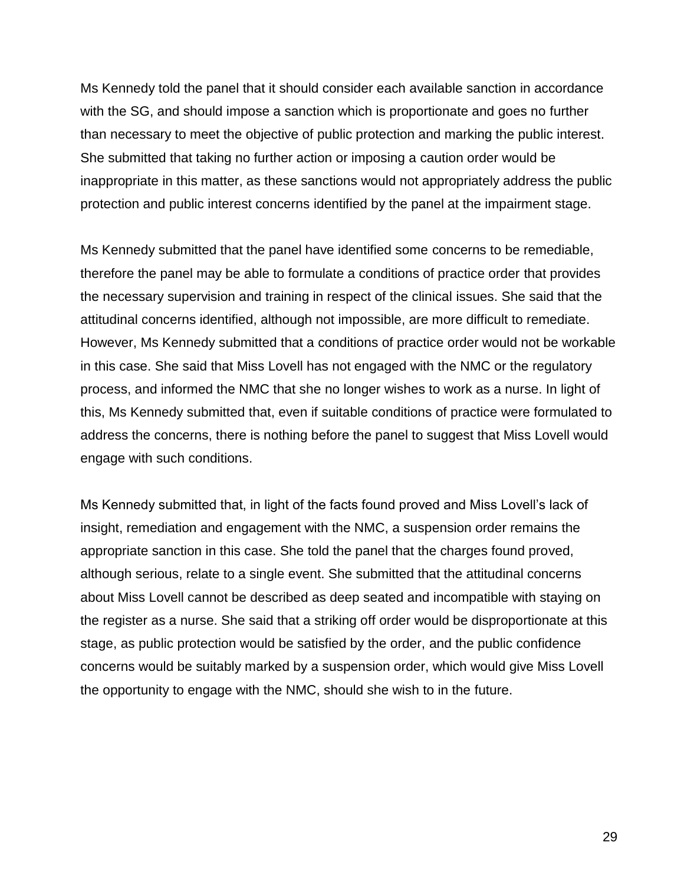Ms Kennedy told the panel that it should consider each available sanction in accordance with the SG, and should impose a sanction which is proportionate and goes no further than necessary to meet the objective of public protection and marking the public interest. She submitted that taking no further action or imposing a caution order would be inappropriate in this matter, as these sanctions would not appropriately address the public protection and public interest concerns identified by the panel at the impairment stage.

Ms Kennedy submitted that the panel have identified some concerns to be remediable, therefore the panel may be able to formulate a conditions of practice order that provides the necessary supervision and training in respect of the clinical issues. She said that the attitudinal concerns identified, although not impossible, are more difficult to remediate. However, Ms Kennedy submitted that a conditions of practice order would not be workable in this case. She said that Miss Lovell has not engaged with the NMC or the regulatory process, and informed the NMC that she no longer wishes to work as a nurse. In light of this, Ms Kennedy submitted that, even if suitable conditions of practice were formulated to address the concerns, there is nothing before the panel to suggest that Miss Lovell would engage with such conditions.

Ms Kennedy submitted that, in light of the facts found proved and Miss Lovell's lack of insight, remediation and engagement with the NMC, a suspension order remains the appropriate sanction in this case. She told the panel that the charges found proved, although serious, relate to a single event. She submitted that the attitudinal concerns about Miss Lovell cannot be described as deep seated and incompatible with staying on the register as a nurse. She said that a striking off order would be disproportionate at this stage, as public protection would be satisfied by the order, and the public confidence concerns would be suitably marked by a suspension order, which would give Miss Lovell the opportunity to engage with the NMC, should she wish to in the future.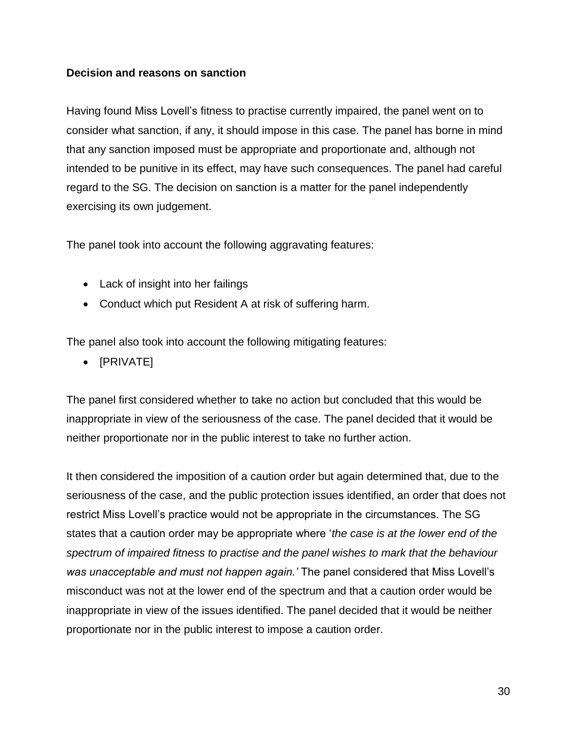**Decision and reasons on sanction**

Having found Miss Lovell's fitness to practise currently impaired, the panel went on to consider what sanction, if any, it should impose in this case. The panel has borne in mind that any sanction imposed must be appropriate and proportionate and, although not intended to be punitive in its effect, may have such consequences. The panel had careful regard to the SG. The decision on sanction is a matter for the panel independently exercising its own judgement.

The panel took into account the following aggravating features:

- Lack of insight into her failings
- Conduct which put Resident A at risk of suffering harm.

The panel also took into account the following mitigating features:

- [PRIVATE]

The panel first considered whether to take no action but concluded that this would be inappropriate in view of the seriousness of the case. The panel decided that it would be neither proportionate nor in the public interest to take no further action.

It then considered the imposition of a caution order but again determined that, due to the seriousness of the case, and the public protection issues identified, an order that does not restrict Miss Lovell's practice would not be appropriate in the circumstances. The SG states that a caution order may be appropriate where '*the case is at the lower end of the spectrum of impaired fitness to practise and the panel wishes to mark that the behaviour was unacceptable and must not happen again.'* The panel considered that Miss Lovell's misconduct was not at the lower end of the spectrum and that a caution order would be inappropriate in view of the issues identified. The panel decided that it would be neither proportionate nor in the public interest to impose a caution order.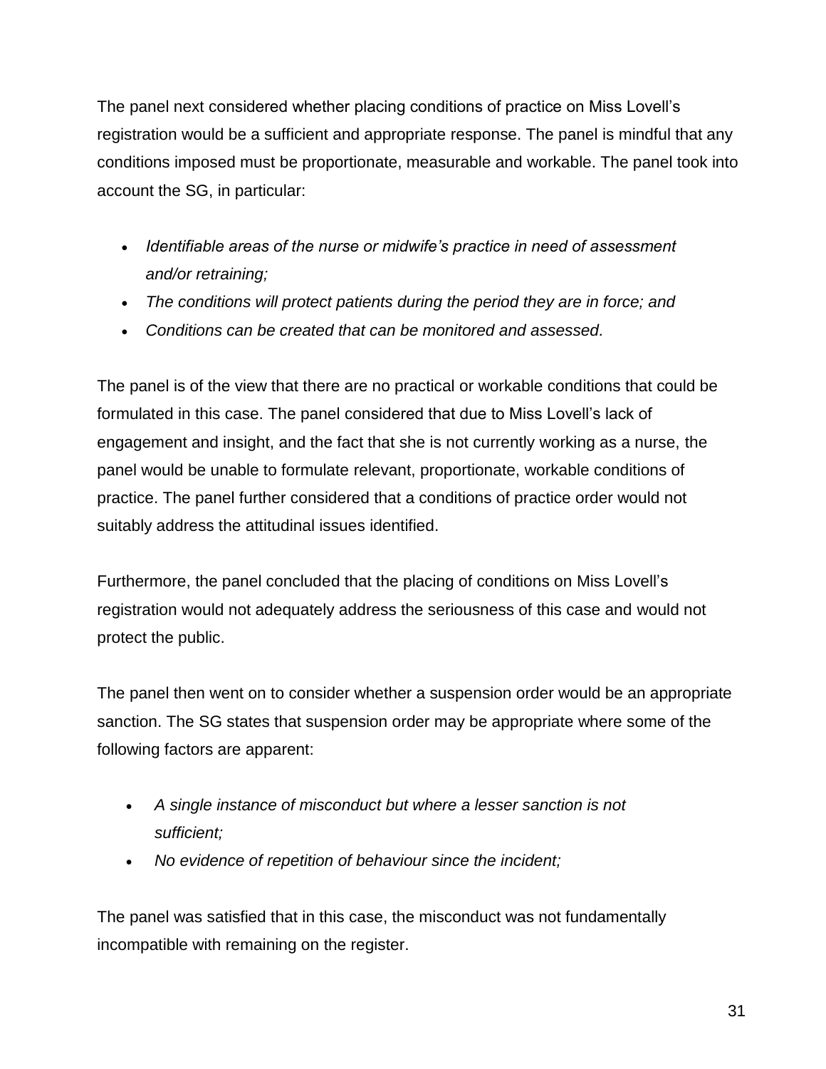The panel next considered whether placing conditions of practice on Miss Lovell's registration would be a sufficient and appropriate response. The panel is mindful that any conditions imposed must be proportionate, measurable and workable. The panel took into account the SG, in particular:

- *Identifiable areas of the nurse or midwife's practice in need of assessment and/or retraining;*
- *The conditions will protect patients during the period they are in force; and*
- *Conditions can be created that can be monitored and assessed.*

The panel is of the view that there are no practical or workable conditions that could be formulated in this case. The panel considered that due to Miss Lovell's lack of engagement and insight, and the fact that she is not currently working as a nurse, the panel would be unable to formulate relevant, proportionate, workable conditions of practice. The panel further considered that a conditions of practice order would not suitably address the attitudinal issues identified.

Furthermore, the panel concluded that the placing of conditions on Miss Lovell's registration would not adequately address the seriousness of this case and would not protect the public.

The panel then went on to consider whether a suspension order would be an appropriate sanction. The SG states that suspension order may be appropriate where some of the following factors are apparent:

- *A single instance of misconduct but where a lesser sanction is not sufficient;*
- *No evidence of repetition of behaviour since the incident;*

The panel was satisfied that in this case, the misconduct was not fundamentally incompatible with remaining on the register.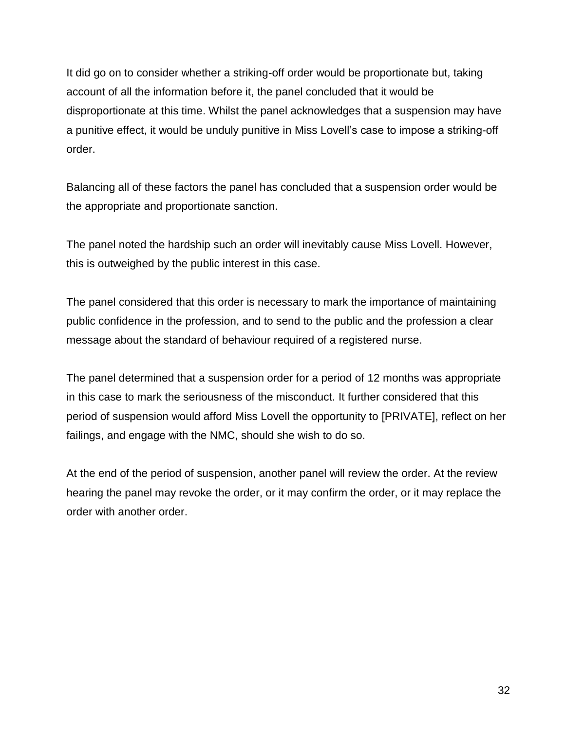It did go on to consider whether a striking-off order would be proportionate but, taking account of all the information before it, the panel concluded that it would be disproportionate at this time. Whilst the panel acknowledges that a suspension may have a punitive effect, it would be unduly punitive in Miss Lovell's case to impose a striking-off order.

Balancing all of these factors the panel has concluded that a suspension order would be the appropriate and proportionate sanction.

The panel noted the hardship such an order will inevitably cause Miss Lovell. However, this is outweighed by the public interest in this case.

The panel considered that this order is necessary to mark the importance of maintaining public confidence in the profession, and to send to the public and the profession a clear message about the standard of behaviour required of a registered nurse.

The panel determined that a suspension order for a period of 12 months was appropriate in this case to mark the seriousness of the misconduct. It further considered that this period of suspension would afford Miss Lovell the opportunity to [PRIVATE], reflect on her failings, and engage with the NMC, should she wish to do so.

At the end of the period of suspension, another panel will review the order. At the review hearing the panel may revoke the order, or it may confirm the order, or it may replace the order with another order.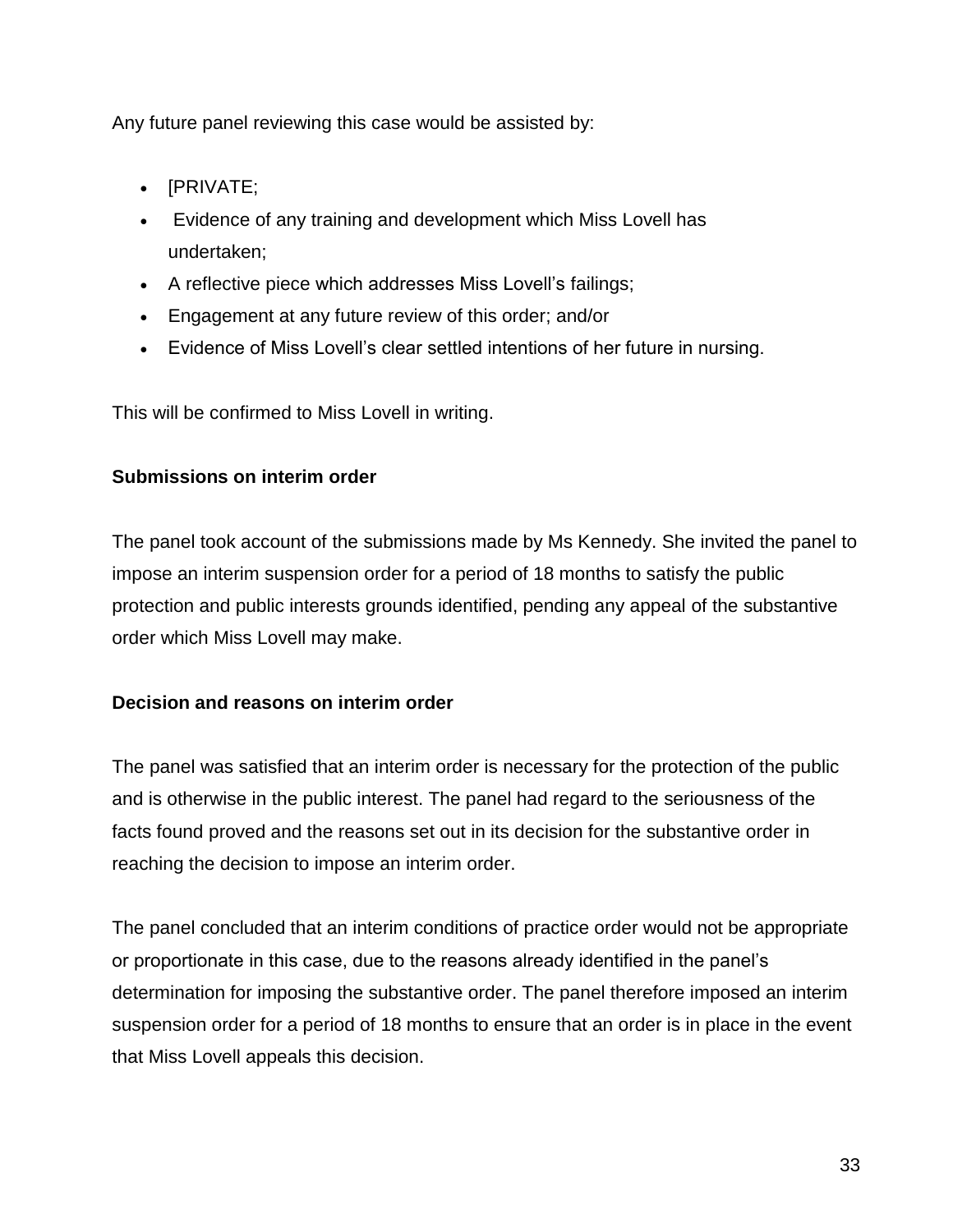Any future panel reviewing this case would be assisted by:

- [PRIVATE;
- Evidence of any training and development which Miss Lovell has undertaken;
- A reflective piece which addresses Miss Lovell's failings;
- Engagement at any future review of this order; and/or
- Evidence of Miss Lovell's clear settled intentions of her future in nursing.

This will be confirmed to Miss Lovell in writing.

**Submissions on interim order**

The panel took account of the submissions made by Ms Kennedy. She invited the panel to impose an interim suspension order for a period of 18 months to satisfy the public protection and public interests grounds identified, pending any appeal of the substantive order which Miss Lovell may make.

**Decision and reasons on interim order**

The panel was satisfied that an interim order is necessary for the protection of the public and is otherwise in the public interest. The panel had regard to the seriousness of the facts found proved and the reasons set out in its decision for the substantive order in reaching the decision to impose an interim order.

The panel concluded that an interim conditions of practice order would not be appropriate or proportionate in this case, due to the reasons already identified in the panel's determination for imposing the substantive order. The panel therefore imposed an interim suspension order for a period of 18 months to ensure that an order is in place in the event that Miss Lovell appeals this decision.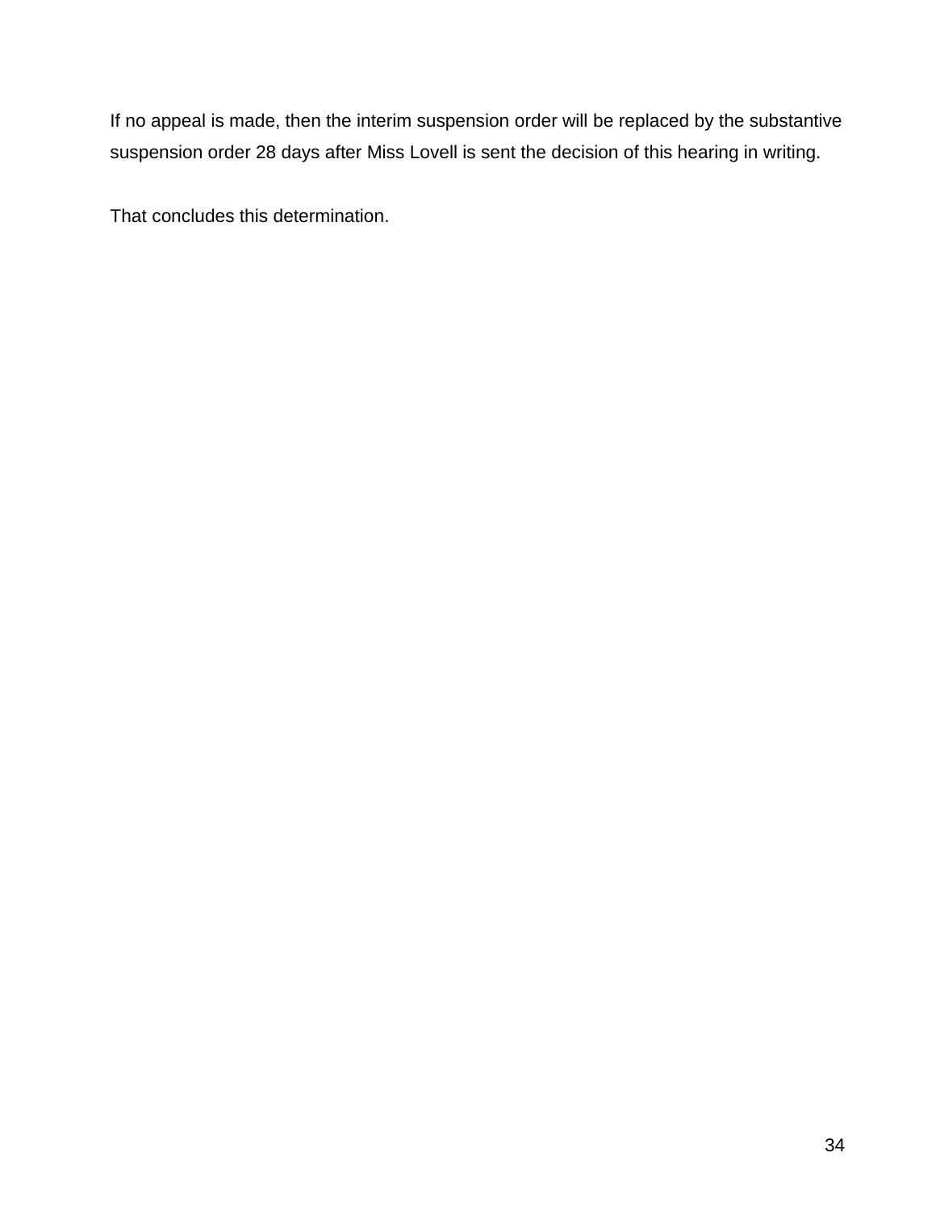If no appeal is made, then the interim suspension order will be replaced by the substantive suspension order 28 days after Miss Lovell is sent the decision of this hearing in writing.

That concludes this determination.